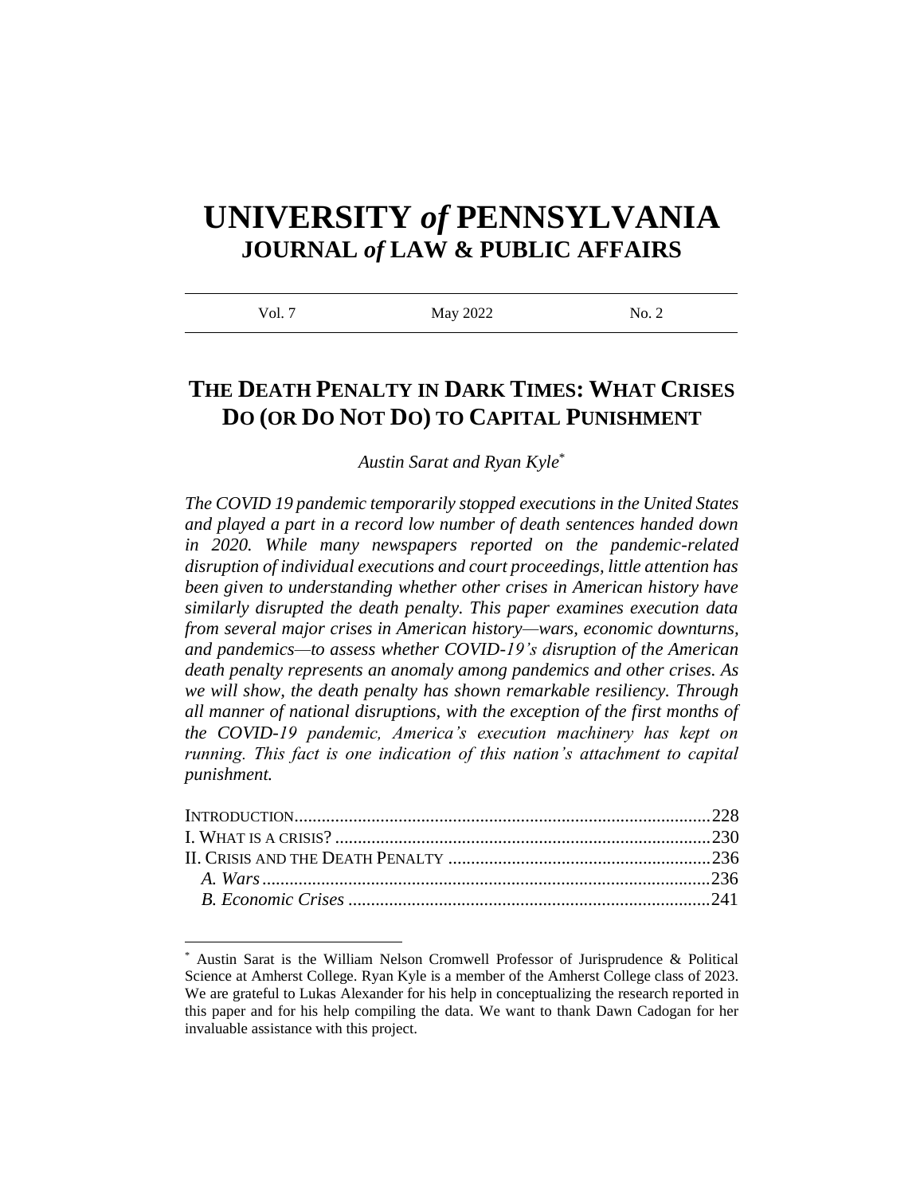# UNIVERSITY *of* PENNSYLVANIA
## JOURNAL *of* LAW & PUBLIC AFFAIRS

Vol. 7 | May 2022 | No. 2

## THE DEATH PENALTY IN DARK TIMES: WHAT CRISES DO (OR DO NOT DO) TO CAPITAL PUNISHMENT

*Austin Sarat and Ryan Kyle*[*]

***The COVID 19 pandemic temporarily stopped executions in the United States and played a part in a record low number of death sentences handed down in 2020. While many newspapers reported on the pandemic-related disruption of individual executions and court proceedings, little attention has been given to understanding whether other crises in American history have similarly disrupted the death penalty. This paper examines execution data from several major crises in American history—wars, economic downturns, and pandemics—to assess whether COVID-19's disruption of the American death penalty represents an anomaly among pandemics and other crises. As we will show, the death penalty has shown remarkable resiliency. Through all manner of national disruptions, with the exception of the first months of the COVID-19 pandemic, America's execution machinery has kept on running. This fact is one indication of this nation's attachment to capital punishment.***

INTRODUCTION .......................................................................................... 228
I. WHAT IS A CRISIS? .................................................................................. 230
II. CRISIS AND THE DEATH PENALTY ......................................................... 236
  *A. Wars* .................................................................................................. 236
  *B. Economic Crises* ............................................................................... 241

[*] Austin Sarat is the William Nelson Cromwell Professor of Jurisprudence & Political Science at Amherst College. Ryan Kyle is a member of the Amherst College class of 2023. We are grateful to Lukas Alexander for his help in conceptualizing the research reported in this paper and for his help compiling the data. We want to thank Dawn Cadogan for her invaluable assistance with this project.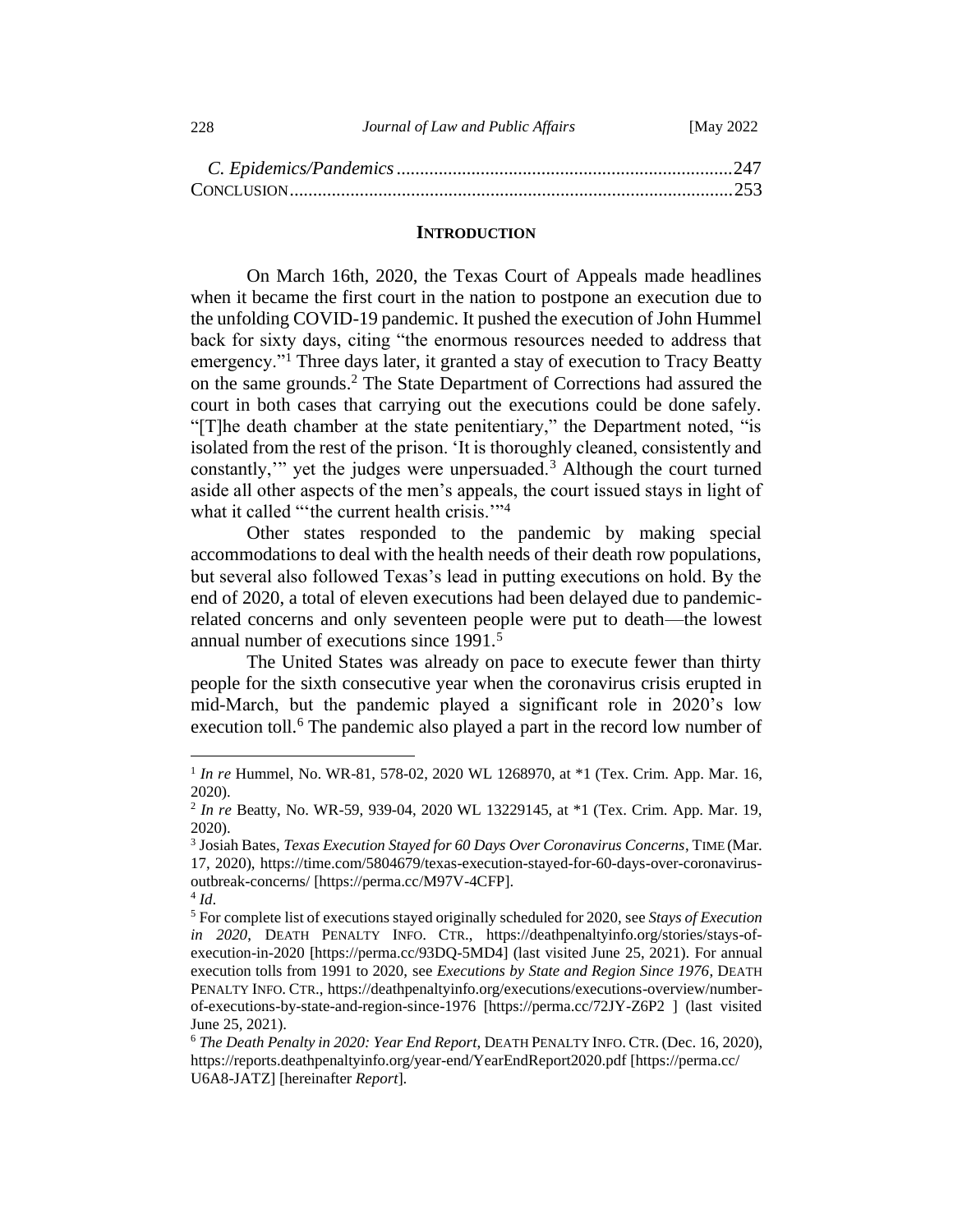*C. Epidemics/Pandemics* .......................................................................247
CONCLUSION..............................................................................................253

## INTRODUCTION

On March 16th, 2020, the Texas Court of Appeals made headlines when it became the first court in the nation to postpone an execution due to the unfolding COVID-19 pandemic. It pushed the execution of John Hummel back for sixty days, citing "the enormous resources needed to address that emergency."[1] Three days later, it granted a stay of execution to Tracy Beatty on the same grounds.[2] The State Department of Corrections had assured the court in both cases that carrying out the executions could be done safely. "[T]he death chamber at the state penitentiary," the Department noted, "is isolated from the rest of the prison. 'It is thoroughly cleaned, consistently and constantly,'" yet the judges were unpersuaded.[3] Although the court turned aside all other aspects of the men's appeals, the court issued stays in light of what it called "'the current health crisis.'"[4]

Other states responded to the pandemic by making special accommodations to deal with the health needs of their death row populations, but several also followed Texas's lead in putting executions on hold. By the end of 2020, a total of eleven executions had been delayed due to pandemic-related concerns and only seventeen people were put to death—the lowest annual number of executions since 1991.[5]

The United States was already on pace to execute fewer than thirty people for the sixth consecutive year when the coronavirus crisis erupted in mid-March, but the pandemic played a significant role in 2020's low execution toll.[6] The pandemic also played a part in the record low number of

---

[1] *In re* Hummel, No. WR-81, 578-02, 2020 WL 1268970, at *1 (Tex. Crim. App. Mar. 16, 2020).

[2] *In re* Beatty, No. WR-59, 939-04, 2020 WL 13229145, at *1 (Tex. Crim. App. Mar. 19, 2020).

[3] Josiah Bates, *Texas Execution Stayed for 60 Days Over Coronavirus Concerns*, TIME (Mar. 17, 2020), https://time.com/5804679/texas-execution-stayed-for-60-days-over-coronavirus-outbreak-concerns/ [https://perma.cc/M97V-4CFP].

[4] *Id.*

[5] For complete list of executions stayed originally scheduled for 2020, see *Stays of Execution in 2020*, DEATH PENALTY INFO. CTR., https://deathpenaltyinfo.org/stories/stays-of-execution-in-2020 [https://perma.cc/93DQ-5MD4] (last visited June 25, 2021). For annual execution tolls from 1991 to 2020, see *Executions by State and Region Since 1976*, DEATH PENALTY INFO. CTR., https://deathpenaltyinfo.org/executions/executions-overview/number-of-executions-by-state-and-region-since-1976 [https://perma.cc/72JY-Z6P2 ] (last visited June 25, 2021).

[6] *The Death Penalty in 2020: Year End Report*, DEATH PENALTY INFO. CTR. (Dec. 16, 2020), https://reports.deathpenaltyinfo.org/year-end/YearEndReport2020.pdf [https://perma.cc/U6A8-JATZ] [hereinafter *Report*].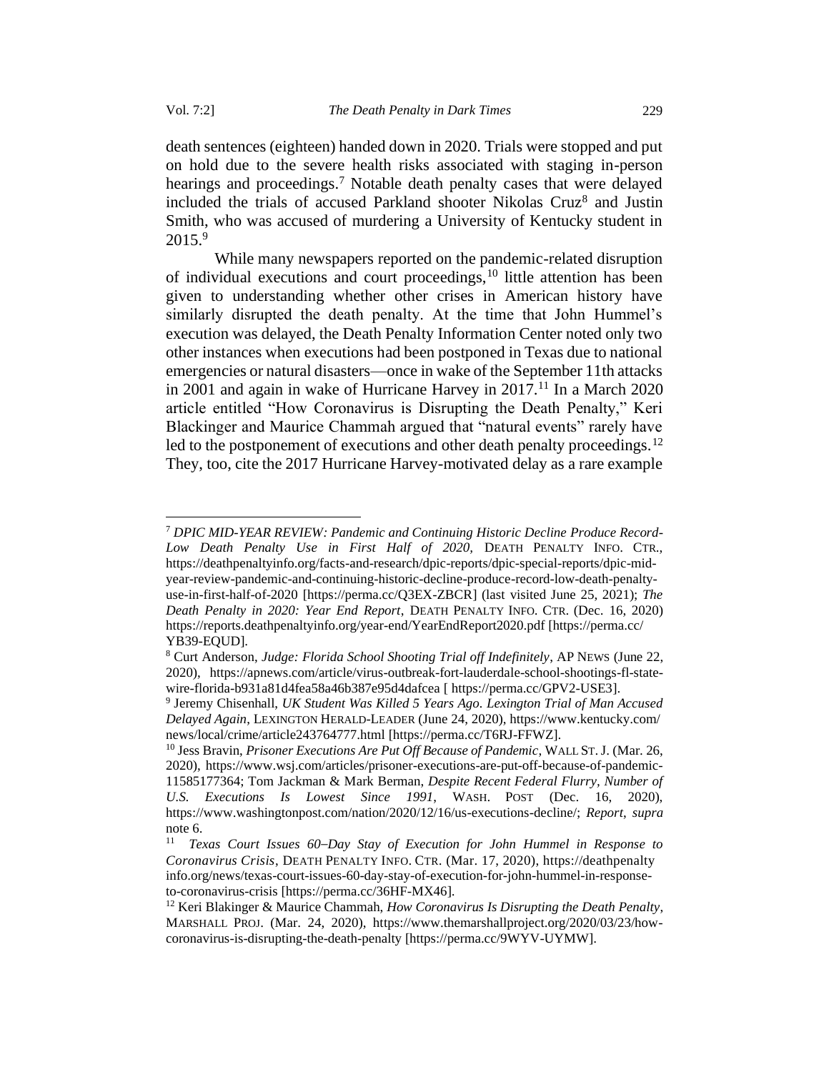death sentences (eighteen) handed down in 2020. Trials were stopped and put on hold due to the severe health risks associated with staging in-person hearings and proceedings.[7] Notable death penalty cases that were delayed included the trials of accused Parkland shooter Nikolas Cruz[8] and Justin Smith, who was accused of murdering a University of Kentucky student in 2015.[9]

While many newspapers reported on the pandemic-related disruption of individual executions and court proceedings,[10] little attention has been given to understanding whether other crises in American history have similarly disrupted the death penalty. At the time that John Hummel's execution was delayed, the Death Penalty Information Center noted only two other instances when executions had been postponed in Texas due to national emergencies or natural disasters—once in wake of the September 11th attacks in 2001 and again in wake of Hurricane Harvey in 2017.[11] In a March 2020 article entitled "How Coronavirus is Disrupting the Death Penalty," Keri Blackinger and Maurice Chammah argued that "natural events" rarely have led to the postponement of executions and other death penalty proceedings.[12] They, too, cite the 2017 Hurricane Harvey-motivated delay as a rare example

---

[7] *DPIC MID-YEAR REVIEW: Pandemic and Continuing Historic Decline Produce Record-Low Death Penalty Use in First Half of 2020*, DEATH PENALTY INFO. CTR., https://deathpenaltyinfo.org/facts-and-research/dpic-reports/dpic-special-reports/dpic-mid-year-review-pandemic-and-continuing-historic-decline-produce-record-low-death-penalty-use-in-first-half-of-2020 [https://perma.cc/Q3EX-ZBCR] (last visited June 25, 2021); *The Death Penalty in 2020: Year End Report*, DEATH PENALTY INFO. CTR. (Dec. 16, 2020) https://reports.deathpenaltyinfo.org/year-end/YearEndReport2020.pdf [https://perma.cc/YB39-EQUD].

[8] Curt Anderson, *Judge: Florida School Shooting Trial off Indefinitely*, AP NEWS (June 22, 2020), https://apnews.com/article/virus-outbreak-fort-lauderdale-school-shootings-fl-state-wire-florida-b931a81d4fea58a46b387e95d4dafcea [ https://perma.cc/GPV2-USE3].

[9] Jeremy Chisenhall, *UK Student Was Killed 5 Years Ago. Lexington Trial of Man Accused Delayed Again*, LEXINGTON HERALD-LEADER (June 24, 2020), https://www.kentucky.com/news/local/crime/article243764777.html [https://perma.cc/T6RJ-FFWZ].

[10] Jess Bravin, *Prisoner Executions Are Put Off Because of Pandemic*, WALL ST. J. (Mar. 26, 2020), https://www.wsj.com/articles/prisoner-executions-are-put-off-because-of-pandemic-11585177364; Tom Jackman & Mark Berman, *Despite Recent Federal Flurry, Number of U.S. Executions Is Lowest Since 1991*, WASH. POST (Dec. 16, 2020), https://www.washingtonpost.com/nation/2020/12/16/us-executions-decline/; *Report*, *supra* note 6.

[11] *Texas Court Issues 60–Day Stay of Execution for John Hummel in Response to Coronavirus Crisis*, DEATH PENALTY INFO. CTR. (Mar. 17, 2020), https://deathpenaltyinfo.org/news/texas-court-issues-60-day-stay-of-execution-for-john-hummel-in-response-to-coronavirus-crisis [https://perma.cc/36HF-MX46].

[12] Keri Blakinger & Maurice Chammah, *How Coronavirus Is Disrupting the Death Penalty*, MARSHALL PROJ. (Mar. 24, 2020), https://www.themarshallproject.org/2020/03/23/how-coronavirus-is-disrupting-the-death-penalty [https://perma.cc/9WYV-UYMW].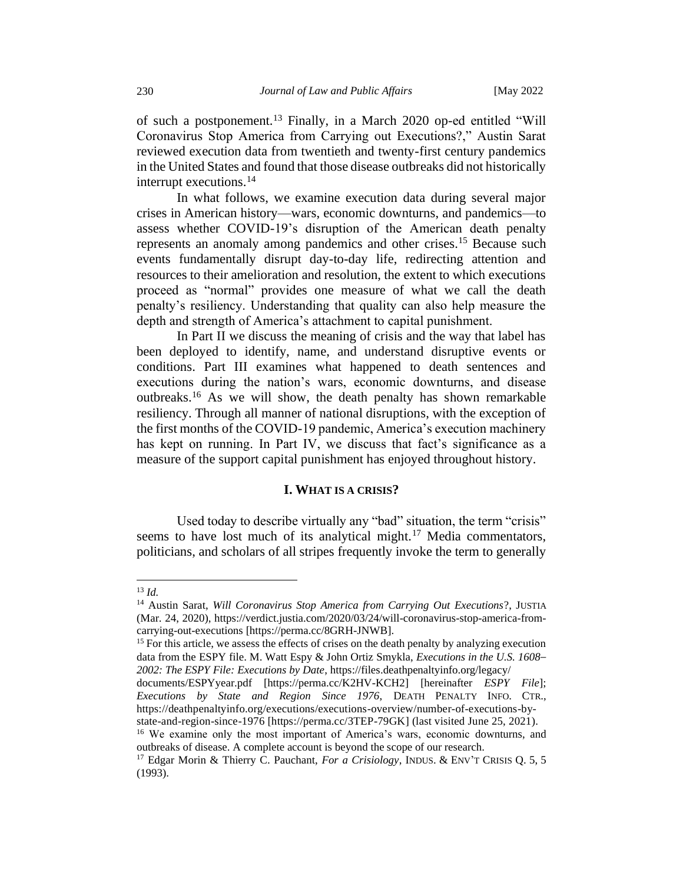of such a postponement.[13] Finally, in a March 2020 op-ed entitled "Will Coronavirus Stop America from Carrying out Executions?," Austin Sarat reviewed execution data from twentieth and twenty-first century pandemics in the United States and found that those disease outbreaks did not historically interrupt executions.[14]

In what follows, we examine execution data during several major crises in American history—wars, economic downturns, and pandemics—to assess whether COVID-19's disruption of the American death penalty represents an anomaly among pandemics and other crises.[15] Because such events fundamentally disrupt day-to-day life, redirecting attention and resources to their amelioration and resolution, the extent to which executions proceed as "normal" provides one measure of what we call the death penalty's resiliency. Understanding that quality can also help measure the depth and strength of America's attachment to capital punishment.

In Part II we discuss the meaning of crisis and the way that label has been deployed to identify, name, and understand disruptive events or conditions. Part III examines what happened to death sentences and executions during the nation's wars, economic downturns, and disease outbreaks.[16] As we will show, the death penalty has shown remarkable resiliency. Through all manner of national disruptions, with the exception of the first months of the COVID-19 pandemic, America's execution machinery has kept on running. In Part IV, we discuss that fact's significance as a measure of the support capital punishment has enjoyed throughout history.

## I. WHAT IS A CRISIS?

Used today to describe virtually any "bad" situation, the term "crisis" seems to have lost much of its analytical might.[17] Media commentators, politicians, and scholars of all stripes frequently invoke the term to generally

---

[13] *Id.*

[14] Austin Sarat, *Will Coronavirus Stop America from Carrying Out Executions*?, JUSTIA (Mar. 24, 2020), https://verdict.justia.com/2020/03/24/will-coronavirus-stop-america-from-carrying-out-executions [https://perma.cc/8GRH-JNWB].

[15] For this article, we assess the effects of crises on the death penalty by analyzing execution data from the ESPY file. M. Watt Espy & John Ortiz Smykla, *Executions in the U.S. 1608–2002: The ESPY File: Executions by Date*, https://files.deathpenaltyinfo.org/legacy/documents/ESPYyear.pdf [https://perma.cc/K2HV-KCH2] [hereinafter *ESPY File*]; *Executions by State and Region Since 1976*, DEATH PENALTY INFO. CTR., https://deathpenaltyinfo.org/executions/executions-overview/number-of-executions-by-state-and-region-since-1976 [https://perma.cc/3TEP-79GK] (last visited June 25, 2021).

[16] We examine only the most important of America's wars, economic downturns, and outbreaks of disease. A complete account is beyond the scope of our research.

[17] Edgar Morin & Thierry C. Pauchant, *For a Crisiology*, INDUS. & ENV'T CRISIS Q. 5, 5 (1993).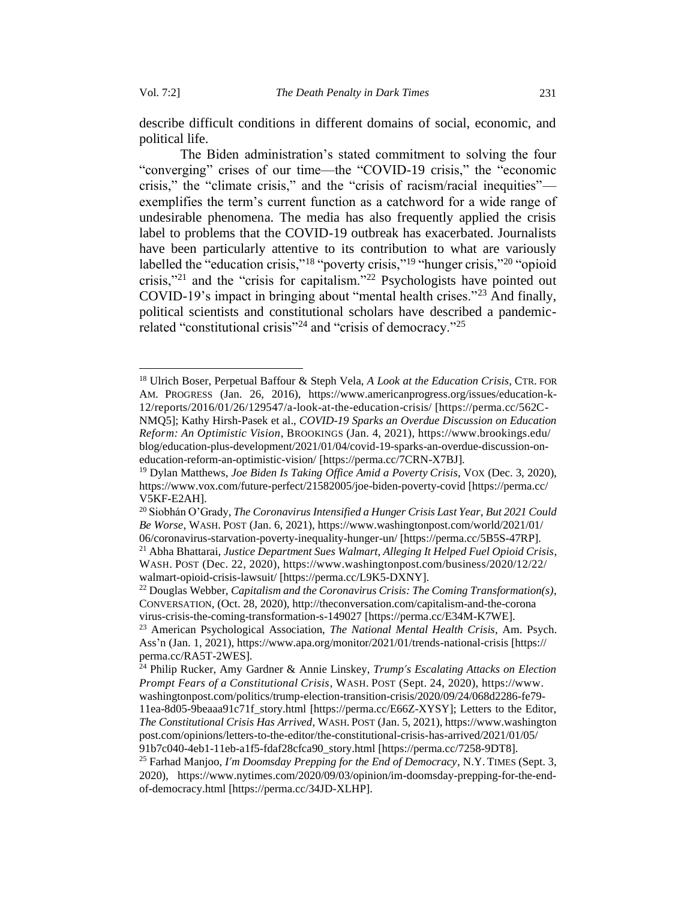describe difficult conditions in different domains of social, economic, and political life.

The Biden administration's stated commitment to solving the four "converging" crises of our time—the "COVID-19 crisis," the "economic crisis," the "climate crisis," and the "crisis of racism/racial inequities"—exemplifies the term's current function as a catchword for a wide range of undesirable phenomena. The media has also frequently applied the crisis label to problems that the COVID-19 outbreak has exacerbated. Journalists have been particularly attentive to its contribution to what are variously labelled the "education crisis,"[18] "poverty crisis,"[19] "hunger crisis,"[20] "opioid crisis,"[21] and the "crisis for capitalism."[22] Psychologists have pointed out COVID-19's impact in bringing about "mental health crises."[23] And finally, political scientists and constitutional scholars have described a pandemic-related "constitutional crisis"[24] and "crisis of democracy."[25]

---

[18] Ulrich Boser, Perpetual Baffour & Steph Vela, *A Look at the Education Crisis*, CTR. FOR AM. PROGRESS (Jan. 26, 2016), https://www.americanprogress.org/issues/education-k-12/reports/2016/01/26/129547/a-look-at-the-education-crisis/ [https://perma.cc/562C-NMQ5]; Kathy Hirsh-Pasek et al., *COVID-19 Sparks an Overdue Discussion on Education Reform: An Optimistic Vision*, BROOKINGS (Jan. 4, 2021), https://www.brookings.edu/blog/education-plus-development/2021/01/04/covid-19-sparks-an-overdue-discussion-on-education-reform-an-optimistic-vision/ [https://perma.cc/7CRN-X7BJ].

[19] Dylan Matthews, *Joe Biden Is Taking Office Amid a Poverty Crisis*, VOX (Dec. 3, 2020), https://www.vox.com/future-perfect/21582005/joe-biden-poverty-covid [https://perma.cc/V5KF-E2AH].

[20] Siobhán O'Grady, *The Coronavirus Intensified a Hunger Crisis Last Year, But 2021 Could Be Worse*, WASH. POST (Jan. 6, 2021), https://www.washingtonpost.com/world/2021/01/06/coronavirus-starvation-poverty-inequality-hunger-un/ [https://perma.cc/5B5S-47RP].

[21] Abha Bhattarai, *Justice Department Sues Walmart, Alleging It Helped Fuel Opioid Crisis*, WASH. POST (Dec. 22, 2020), https://www.washingtonpost.com/business/2020/12/22/walmart-opioid-crisis-lawsuit/ [https://perma.cc/L9K5-DXNY].

[22] Douglas Webber, *Capitalism and the Coronavirus Crisis: The Coming Transformation(s)*, CONVERSATION, (Oct. 28, 2020), http://theconversation.com/capitalism-and-the-coronavirus-crisis-the-coming-transformation-s-149027 [https://perma.cc/E34M-K7WE].

[23] American Psychological Association, *The National Mental Health Crisis*, Am. Psych. Ass'n (Jan. 1, 2021), https://www.apa.org/monitor/2021/01/trends-national-crisis [https://perma.cc/RA5T-2WES].

[24] Philip Rucker, Amy Gardner & Annie Linskey, *Trump's Escalating Attacks on Election Prompt Fears of a Constitutional Crisis*, WASH. POST (Sept. 24, 2020), https://www.washingtonpost.com/politics/trump-election-transition-crisis/2020/09/24/068d2286-fe79-11ea-8d05-9beaaa91c71f_story.html [https://perma.cc/E66Z-XYSY]; Letters to the Editor, *The Constitutional Crisis Has Arrived*, WASH. POST (Jan. 5, 2021), https://www.washingtonpost.com/opinions/letters-to-the-editor/the-constitutional-crisis-has-arrived/2021/01/05/91b7c040-4eb1-11eb-a1f5-fdaf28cfca90_story.html [https://perma.cc/7258-9DT8].

[25] Farhad Manjoo, *I'm Doomsday Prepping for the End of Democracy*, N.Y. TIMES (Sept. 3, 2020), https://www.nytimes.com/2020/09/03/opinion/im-doomsday-prepping-for-the-end-of-democracy.html [https://perma.cc/34JD-XLHP].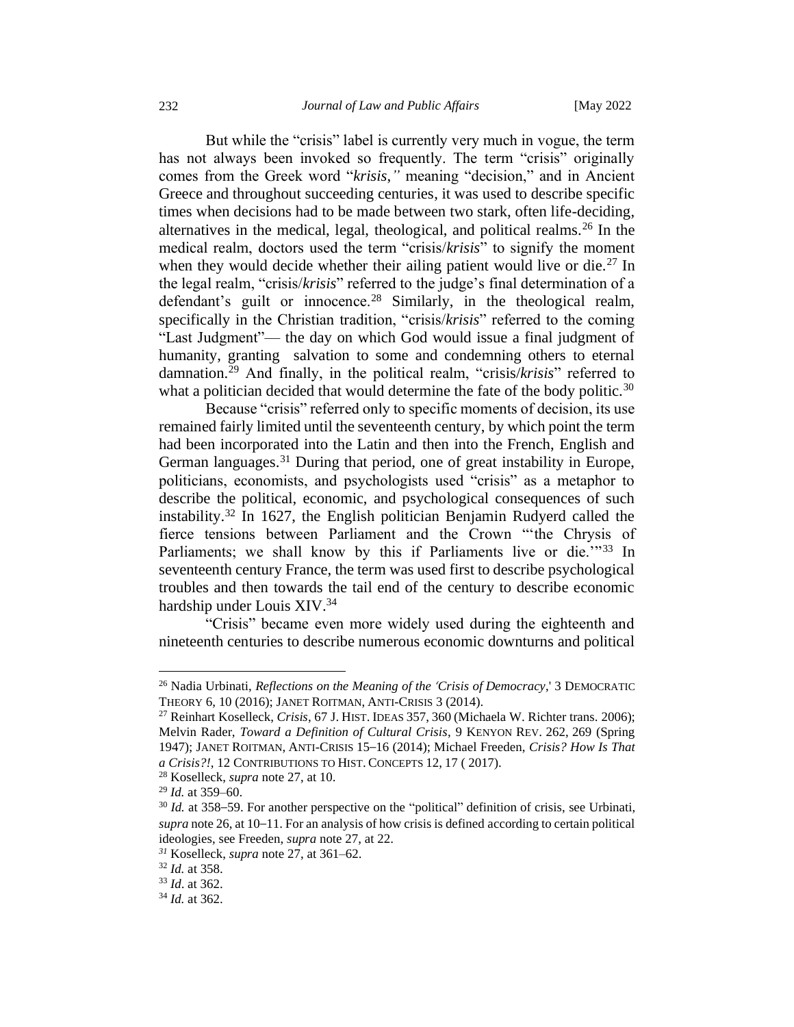But while the "crisis" label is currently very much in vogue, the term has not always been invoked so frequently. The term "crisis" originally comes from the Greek word "*krisis*," meaning "decision," and in Ancient Greece and throughout succeeding centuries, it was used to describe specific times when decisions had to be made between two stark, often life-deciding, alternatives in the medical, legal, theological, and political realms.[26] In the medical realm, doctors used the term "crisis/*krisis*" to signify the moment when they would decide whether their ailing patient would live or die.[27] In the legal realm, "crisis/*krisis*" referred to the judge's final determination of a defendant's guilt or innocence.[28] Similarly, in the theological realm, specifically in the Christian tradition, "crisis/*krisis*" referred to the coming "Last Judgment"— the day on which God would issue a final judgment of humanity, granting salvation to some and condemning others to eternal damnation.[29] And finally, in the political realm, "crisis/*krisis*" referred to what a politician decided that would determine the fate of the body politic.[30]

Because "crisis" referred only to specific moments of decision, its use remained fairly limited until the seventeenth century, by which point the term had been incorporated into the Latin and then into the French, English and German languages.[31] During that period, one of great instability in Europe, politicians, economists, and psychologists used "crisis" as a metaphor to describe the political, economic, and psychological consequences of such instability.[32] In 1627, the English politician Benjamin Rudyerd called the fierce tensions between Parliament and the Crown "'the Chrysis of Parliaments; we shall know by this if Parliaments live or die.'"[33] In seventeenth century France, the term was used first to describe psychological troubles and then towards the tail end of the century to describe economic hardship under Louis XIV.[34]

"Crisis" became even more widely used during the eighteenth and nineteenth centuries to describe numerous economic downturns and political

---

[26] Nadia Urbinati, *Reflections on the Meaning of the 'Crisis of Democracy*,' 3 DEMOCRATIC THEORY 6, 10 (2016); JANET ROITMAN, ANTI-CRISIS 3 (2014).

[27] Reinhart Koselleck, *Crisis*, 67 J. HIST. IDEAS 357, 360 (Michaela W. Richter trans. 2006); Melvin Rader, *Toward a Definition of Cultural Crisis*, 9 KENYON REV. 262, 269 (Spring 1947); JANET ROITMAN, ANTI-CRISIS 15–16 (2014); Michael Freeden, *Crisis? How Is That a Crisis?!*, 12 CONTRIBUTIONS TO HIST. CONCEPTS 12, 17 ( 2017).

[28] Koselleck, *supra* note 27, at 10.

[29] *Id.* at 359–60.

[30] *Id.* at 358–59. For another perspective on the "political" definition of crisis, see Urbinati, *supra* note 26, at 10–11. For an analysis of how crisis is defined according to certain political ideologies, see Freeden, *supra* note 27, at 22.

[31] Koselleck, *supra* note 27, at 361–62.

[32] *Id.* at 358.

[33] *Id*. at 362.

[34] *Id.* at 362.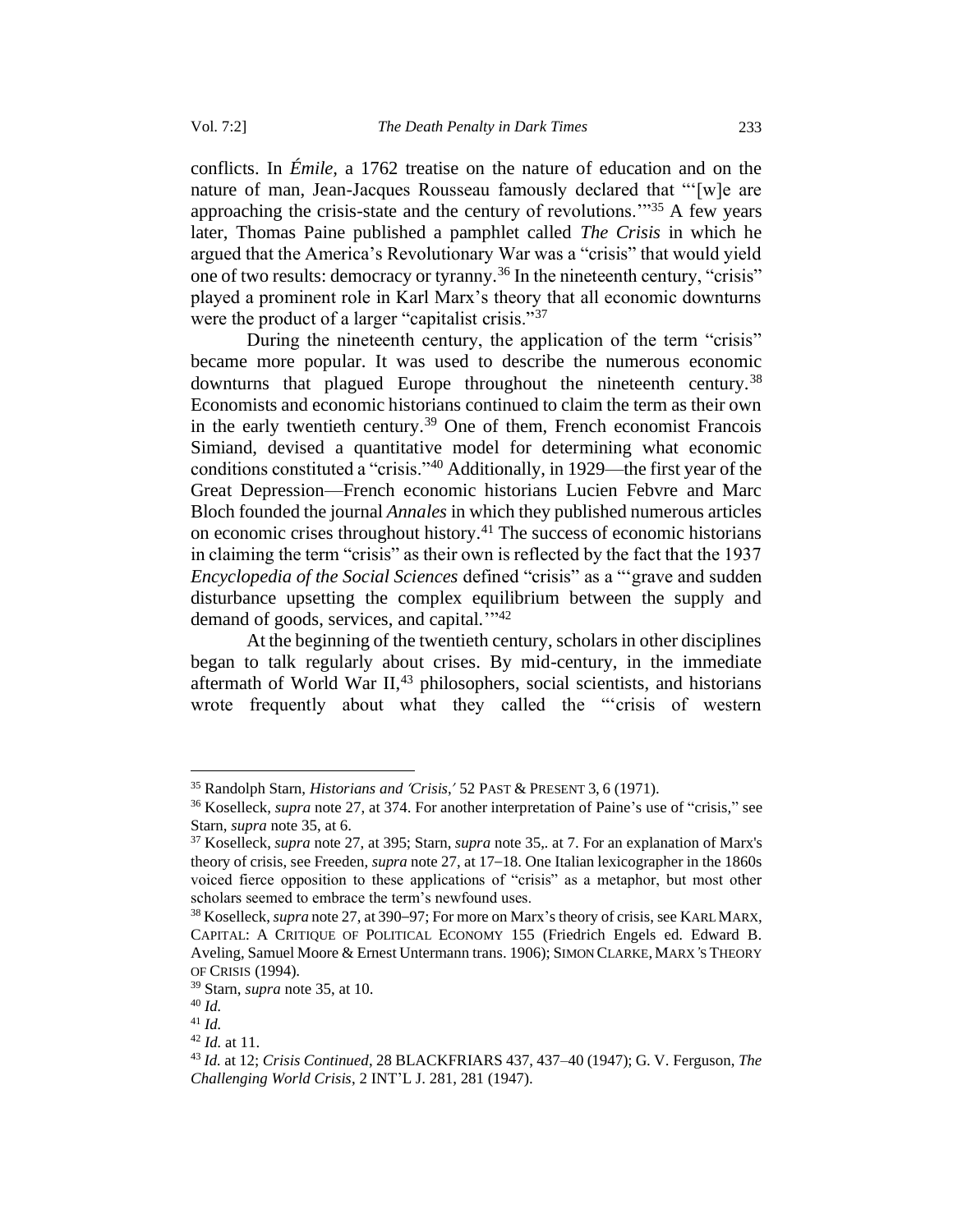conflicts. In *Émile*, a 1762 treatise on the nature of education and on the nature of man, Jean-Jacques Rousseau famously declared that "'[w]e are approaching the crisis-state and the century of revolutions.'"[35] A few years later, Thomas Paine published a pamphlet called *The Crisis* in which he argued that the America's Revolutionary War was a "crisis" that would yield one of two results: democracy or tyranny.[36] In the nineteenth century, "crisis" played a prominent role in Karl Marx's theory that all economic downturns were the product of a larger "capitalist crisis."[37]

During the nineteenth century, the application of the term "crisis" became more popular. It was used to describe the numerous economic downturns that plagued Europe throughout the nineteenth century.[38] Economists and economic historians continued to claim the term as their own in the early twentieth century.[39] One of them, French economist Francois Simiand, devised a quantitative model for determining what economic conditions constituted a "crisis."[40] Additionally, in 1929—the first year of the Great Depression—French economic historians Lucien Febvre and Marc Bloch founded the journal *Annales* in which they published numerous articles on economic crises throughout history.[41] The success of economic historians in claiming the term "crisis" as their own is reflected by the fact that the 1937 *Encyclopedia of the Social Sciences* defined "crisis" as a "'grave and sudden disturbance upsetting the complex equilibrium between the supply and demand of goods, services, and capital.'"[42]

At the beginning of the twentieth century, scholars in other disciplines began to talk regularly about crises. By mid-century, in the immediate aftermath of World War II,[43] philosophers, social scientists, and historians wrote frequently about what they called the "'crisis of western

---

[35] Randolph Starn, *Historians and 'Crisis,'* 52 PAST & PRESENT 3, 6 (1971).

[36] Koselleck, *supra* note 27, at 374. For another interpretation of Paine's use of "crisis," see Starn, *supra* note 35, at 6.

[37] Koselleck, *supra* note 27, at 395; Starn, *supra* note 35,. at 7. For an explanation of Marx's theory of crisis, see Freeden, *supra* note 27, at 17–18. One Italian lexicographer in the 1860s voiced fierce opposition to these applications of "crisis" as a metaphor, but most other scholars seemed to embrace the term's newfound uses.

[38] Koselleck, *supra* note 27, at 390–97; For more on Marx's theory of crisis, see KARL MARX, CAPITAL: A CRITIQUE OF POLITICAL ECONOMY 155 (Friedrich Engels ed. Edward B. Aveling, Samuel Moore & Ernest Untermann trans. 1906); SIMON CLARKE, MARX'S THEORY OF CRISIS (1994).

[39] Starn, *supra* note 35, at 10.

[40] *Id.*

[41] *Id.*

[42] *Id.* at 11.

[43] *Id.* at 12; *Crisis Continued*, 28 BLACKFRIARS 437, 437–40 (1947); G. V. Ferguson, *The Challenging World Crisis*, 2 INT'L J. 281, 281 (1947).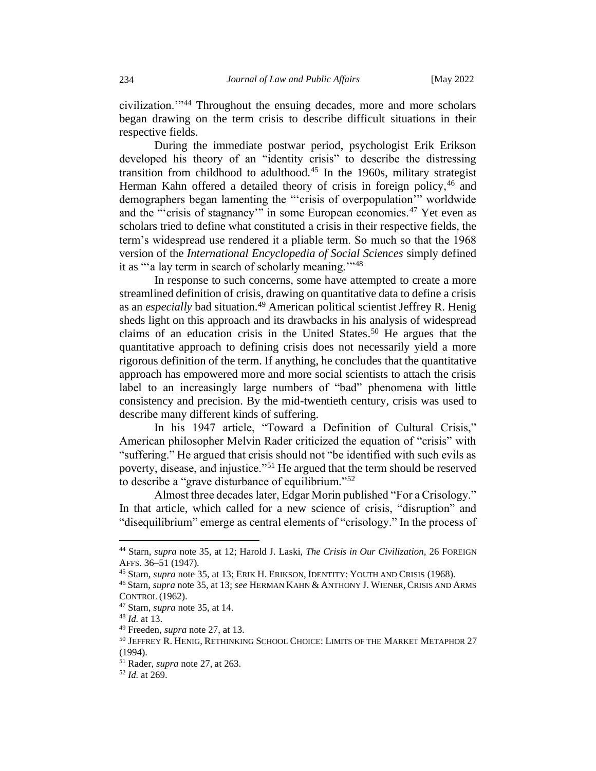civilization.'"[44] Throughout the ensuing decades, more and more scholars began drawing on the term crisis to describe difficult situations in their respective fields.

During the immediate postwar period, psychologist Erik Erikson developed his theory of an "identity crisis" to describe the distressing transition from childhood to adulthood.[45] In the 1960s, military strategist Herman Kahn offered a detailed theory of crisis in foreign policy,[46] and demographers began lamenting the "'crisis of overpopulation'" worldwide and the "'crisis of stagnancy'" in some European economies.[47] Yet even as scholars tried to define what constituted a crisis in their respective fields, the term's widespread use rendered it a pliable term. So much so that the 1968 version of the *International Encyclopedia of Social Sciences* simply defined it as "'a lay term in search of scholarly meaning.'"[48]

In response to such concerns, some have attempted to create a more streamlined definition of crisis, drawing on quantitative data to define a crisis as an *especially* bad situation.[49] American political scientist Jeffrey R. Henig sheds light on this approach and its drawbacks in his analysis of widespread claims of an education crisis in the United States.[50] He argues that the quantitative approach to defining crisis does not necessarily yield a more rigorous definition of the term. If anything, he concludes that the quantitative approach has empowered more and more social scientists to attach the crisis label to an increasingly large numbers of "bad" phenomena with little consistency and precision. By the mid-twentieth century, crisis was used to describe many different kinds of suffering.

In his 1947 article, "Toward a Definition of Cultural Crisis," American philosopher Melvin Rader criticized the equation of "crisis" with "suffering." He argued that crisis should not "be identified with such evils as poverty, disease, and injustice."[51] He argued that the term should be reserved to describe a "grave disturbance of equilibrium."[52]

Almost three decades later, Edgar Morin published "For a Crisology." In that article, which called for a new science of crisis, "disruption" and "disequilibrium" emerge as central elements of "crisology." In the process of

---

[44] Starn, *supra* note 35, at 12; Harold J. Laski, *The Crisis in Our Civilization*, 26 FOREIGN AFFS. 36–51 (1947).

[45] Starn, *supra* note 35, at 13; ERIK H. ERIKSON, IDENTITY: YOUTH AND CRISIS (1968).

[46] Starn, *supra* note 35, at 13; *see* HERMAN KAHN & ANTHONY J. WIENER, CRISIS AND ARMS CONTROL (1962).

[47] Starn, *supra* note 35, at 14.

[48] *Id.* at 13.

[49] Freeden, *supra* note 27, at 13.

[50] JEFFREY R. HENIG, RETHINKING SCHOOL CHOICE: LIMITS OF THE MARKET METAPHOR 27 (1994).

[51] Rader, *supra* note 27, at 263.

[52] *Id.* at 269.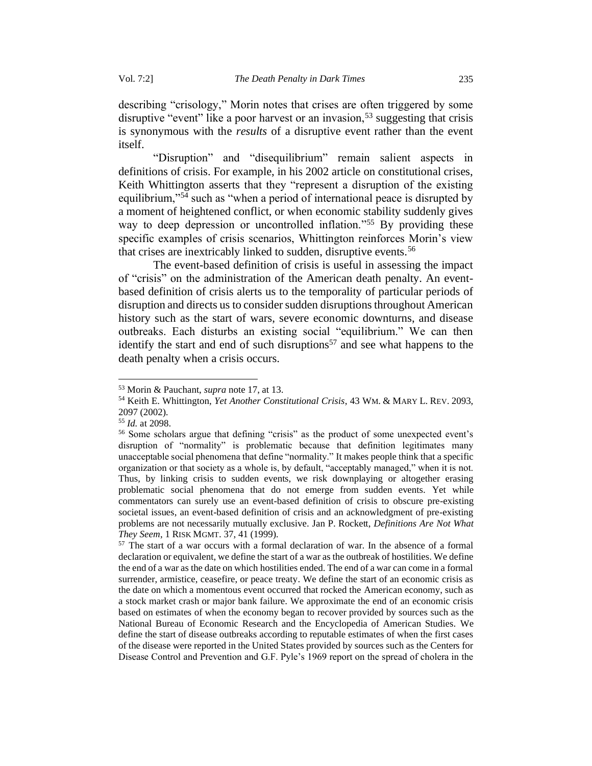describing "crisology," Morin notes that crises are often triggered by some disruptive "event" like a poor harvest or an invasion,[53] suggesting that crisis is synonymous with the *results* of a disruptive event rather than the event itself.

"Disruption" and "disequilibrium" remain salient aspects in definitions of crisis. For example, in his 2002 article on constitutional crises, Keith Whittington asserts that they "represent a disruption of the existing equilibrium,"[54] such as "when a period of international peace is disrupted by a moment of heightened conflict, or when economic stability suddenly gives way to deep depression or uncontrolled inflation."[55] By providing these specific examples of crisis scenarios, Whittington reinforces Morin's view that crises are inextricably linked to sudden, disruptive events.[56]

The event-based definition of crisis is useful in assessing the impact of "crisis" on the administration of the American death penalty. An event-based definition of crisis alerts us to the temporality of particular periods of disruption and directs us to consider sudden disruptions throughout American history such as the start of wars, severe economic downturns, and disease outbreaks. Each disturbs an existing social "equilibrium." We can then identify the start and end of such disruptions[57] and see what happens to the death penalty when a crisis occurs.

---

[53] Morin & Pauchant, *supra* note 17, at 13.

[54] Keith E. Whittington, *Yet Another Constitutional Crisis*, 43 WM. & MARY L. REV. 2093, 2097 (2002).

[55] *Id.* at 2098.

[56] Some scholars argue that defining "crisis" as the product of some unexpected event's disruption of "normality" is problematic because that definition legitimates many unacceptable social phenomena that define "normality." It makes people think that a specific organization or that society as a whole is, by default, "acceptably managed," when it is not. Thus, by linking crisis to sudden events, we risk downplaying or altogether erasing problematic social phenomena that do not emerge from sudden events. Yet while commentators can surely use an event-based definition of crisis to obscure pre-existing societal issues, an event-based definition of crisis and an acknowledgment of pre-existing problems are not necessarily mutually exclusive. Jan P. Rockett, *Definitions Are Not What They Seem*, 1 RISK MGMT. 37, 41 (1999).

[57] The start of a war occurs with a formal declaration of war. In the absence of a formal declaration or equivalent, we define the start of a war as the outbreak of hostilities. We define the end of a war as the date on which hostilities ended. The end of a war can come in a formal surrender, armistice, ceasefire, or peace treaty. We define the start of an economic crisis as the date on which a momentous event occurred that rocked the American economy, such as a stock market crash or major bank failure. We approximate the end of an economic crisis based on estimates of when the economy began to recover provided by sources such as the National Bureau of Economic Research and the Encyclopedia of American Studies. We define the start of disease outbreaks according to reputable estimates of when the first cases of the disease were reported in the United States provided by sources such as the Centers for Disease Control and Prevention and G.F. Pyle's 1969 report on the spread of cholera in the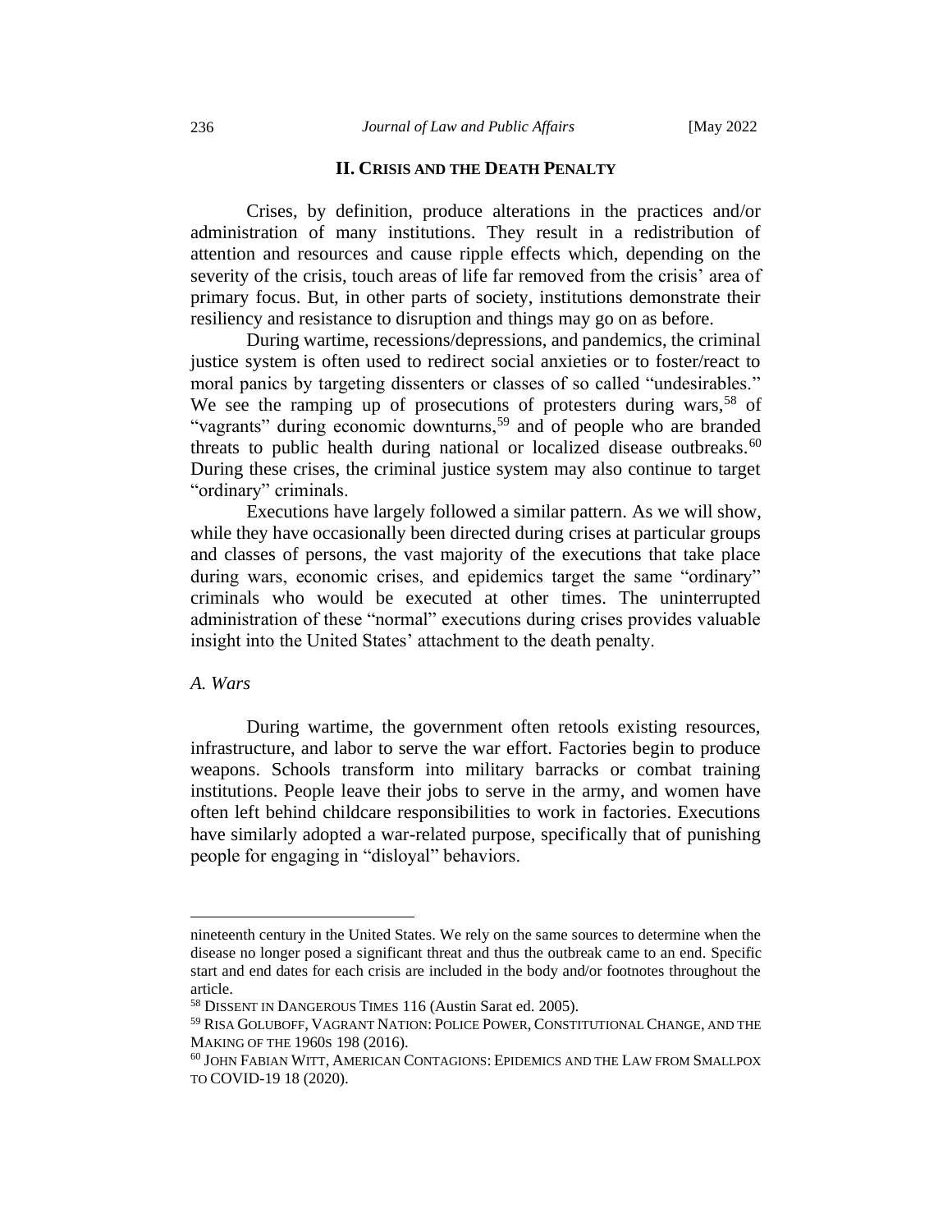## II. Crisis and the Death Penalty

Crises, by definition, produce alterations in the practices and/or administration of many institutions. They result in a redistribution of attention and resources and cause ripple effects which, depending on the severity of the crisis, touch areas of life far removed from the crisis' area of primary focus. But, in other parts of society, institutions demonstrate their resiliency and resistance to disruption and things may go on as before.

During wartime, recessions/depressions, and pandemics, the criminal justice system is often used to redirect social anxieties or to foster/react to moral panics by targeting dissenters or classes of so called "undesirables." We see the ramping up of prosecutions of protesters during wars,[58] of "vagrants" during economic downturns,[59] and of people who are branded threats to public health during national or localized disease outbreaks.[60] During these crises, the criminal justice system may also continue to target "ordinary" criminals.

Executions have largely followed a similar pattern. As we will show, while they have occasionally been directed during crises at particular groups and classes of persons, the vast majority of the executions that take place during wars, economic crises, and epidemics target the same "ordinary" criminals who would be executed at other times. The uninterrupted administration of these "normal" executions during crises provides valuable insight into the United States' attachment to the death penalty.

### *A. Wars*

During wartime, the government often retools existing resources, infrastructure, and labor to serve the war effort. Factories begin to produce weapons. Schools transform into military barracks or combat training institutions. People leave their jobs to serve in the army, and women have often left behind childcare responsibilities to work in factories. Executions have similarly adopted a war-related purpose, specifically that of punishing people for engaging in "disloyal" behaviors.

---

nineteenth century in the United States. We rely on the same sources to determine when the disease no longer posed a significant threat and thus the outbreak came to an end. Specific start and end dates for each crisis are included in the body and/or footnotes throughout the article.

[58] DISSENT IN DANGEROUS TIMES 116 (Austin Sarat ed. 2005).

[59] RISA GOLUBOFF, VAGRANT NATION: POLICE POWER, CONSTITUTIONAL CHANGE, AND THE MAKING OF THE 1960S 198 (2016).

[60] JOHN FABIAN WITT, AMERICAN CONTAGIONS: EPIDEMICS AND THE LAW FROM SMALLPOX TO COVID-19 18 (2020).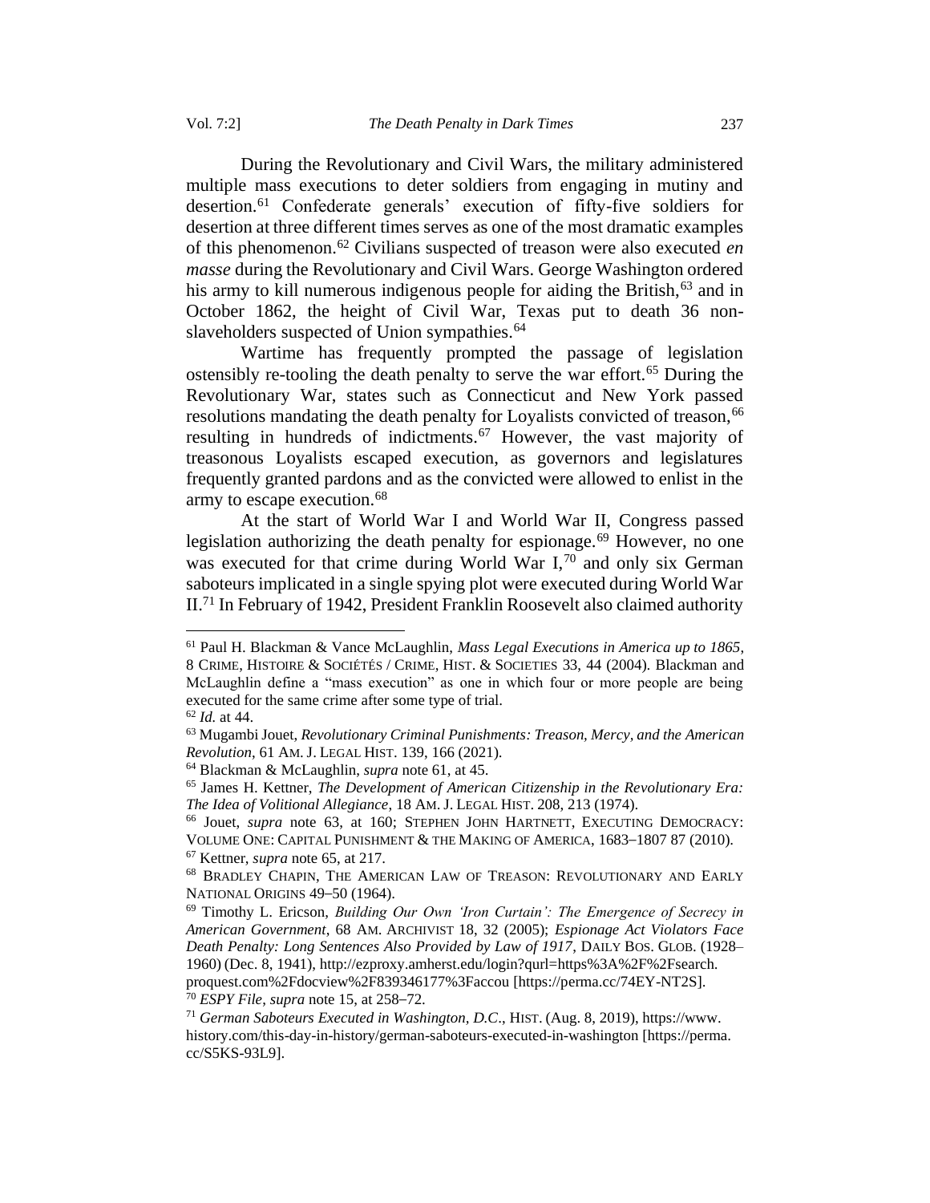During the Revolutionary and Civil Wars, the military administered multiple mass executions to deter soldiers from engaging in mutiny and desertion.[61] Confederate generals' execution of fifty-five soldiers for desertion at three different times serves as one of the most dramatic examples of this phenomenon.[62] Civilians suspected of treason were also executed *en masse* during the Revolutionary and Civil Wars. George Washington ordered his army to kill numerous indigenous people for aiding the British,[63] and in October 1862, the height of Civil War, Texas put to death 36 non-slaveholders suspected of Union sympathies.[64]

Wartime has frequently prompted the passage of legislation ostensibly re-tooling the death penalty to serve the war effort.[65] During the Revolutionary War, states such as Connecticut and New York passed resolutions mandating the death penalty for Loyalists convicted of treason,[66] resulting in hundreds of indictments.[67] However, the vast majority of treasonous Loyalists escaped execution, as governors and legislatures frequently granted pardons and as the convicted were allowed to enlist in the army to escape execution.[68]

At the start of World War I and World War II, Congress passed legislation authorizing the death penalty for espionage.[69] However, no one was executed for that crime during World War I,[70] and only six German saboteurs implicated in a single spying plot were executed during World War II.[71] In February of 1942, President Franklin Roosevelt also claimed authority

---

[61] Paul H. Blackman & Vance McLaughlin, *Mass Legal Executions in America up to 1865*, 8 CRIME, HISTOIRE & SOCIÉTÉS / CRIME, HIST. & SOCIETIES 33, 44 (2004). Blackman and McLaughlin define a "mass execution" as one in which four or more people are being executed for the same crime after some type of trial.

[62] *Id.* at 44.

[63] Mugambi Jouet, *Revolutionary Criminal Punishments: Treason, Mercy, and the American Revolution*, 61 AM. J. LEGAL HIST. 139, 166 (2021).

[64] Blackman & McLaughlin, *supra* note 61, at 45.

[65] James H. Kettner, *The Development of American Citizenship in the Revolutionary Era: The Idea of Volitional Allegiance*, 18 AM. J. LEGAL HIST. 208, 213 (1974).

[66] Jouet, *supra* note 63, at 160; STEPHEN JOHN HARTNETT, EXECUTING DEMOCRACY: VOLUME ONE: CAPITAL PUNISHMENT & THE MAKING OF AMERICA, 1683–1807 87 (2010).

[67] Kettner, *supra* note 65, at 217.

[68] BRADLEY CHAPIN, THE AMERICAN LAW OF TREASON: REVOLUTIONARY AND EARLY NATIONAL ORIGINS 49–50 (1964).

[69] Timothy L. Ericson, *Building Our Own 'Iron Curtain': The Emergence of Secrecy in American Government*, 68 AM. ARCHIVIST 18, 32 (2005); *Espionage Act Violators Face Death Penalty: Long Sentences Also Provided by Law of 1917*, DAILY BOS. GLOB. (1928–1960) (Dec. 8, 1941), http://ezproxy.amherst.edu/login?qurl=https%3A%2F%2Fsearch.proquest.com%2Fdocview%2F839346177%3Faccou [https://perma.cc/74EY-NT2S].

[70] *ESPY File*, *supra* note 15, at 258–72.

[71] *German Saboteurs Executed in Washington, D.C.*, HIST. (Aug. 8, 2019), https://www.history.com/this-day-in-history/german-saboteurs-executed-in-washington [https://perma.cc/S5KS-93L9].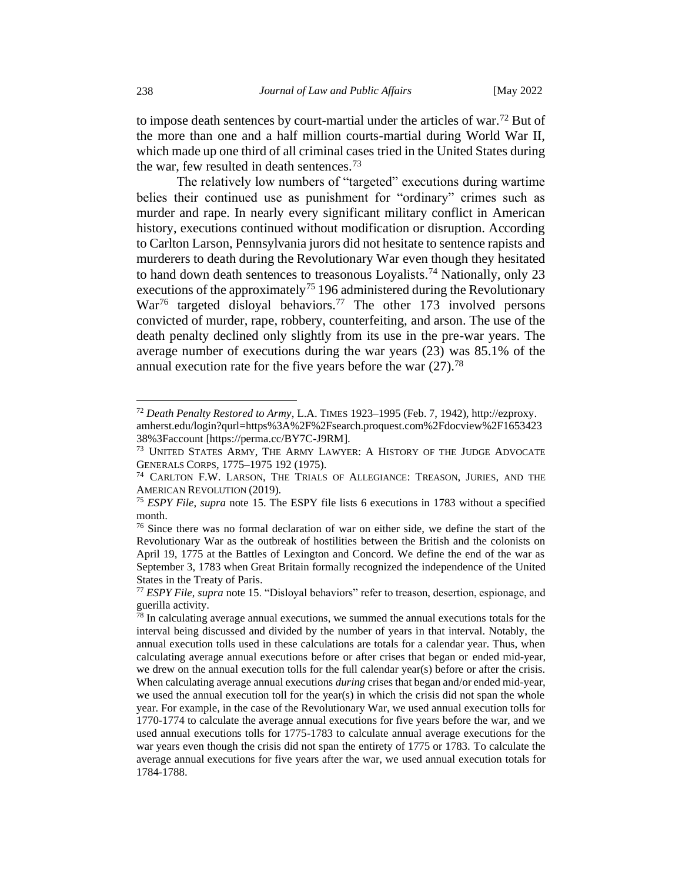to impose death sentences by court-martial under the articles of war.[72] But of the more than one and a half million courts-martial during World War II, which made up one third of all criminal cases tried in the United States during the war, few resulted in death sentences.[73]

The relatively low numbers of "targeted" executions during wartime belies their continued use as punishment for "ordinary" crimes such as murder and rape. In nearly every significant military conflict in American history, executions continued without modification or disruption. According to Carlton Larson, Pennsylvania jurors did not hesitate to sentence rapists and murderers to death during the Revolutionary War even though they hesitated to hand down death sentences to treasonous Loyalists.[74] Nationally, only 23 executions of the approximately[75] 196 administered during the Revolutionary War[76] targeted disloyal behaviors.[77] The other 173 involved persons convicted of murder, rape, robbery, counterfeiting, and arson. The use of the death penalty declined only slightly from its use in the pre-war years. The average number of executions during the war years (23) was 85.1% of the annual execution rate for the five years before the war (27).[78]

---

[72] *Death Penalty Restored to Army*, L.A. TIMES 1923–1995 (Feb. 7, 1942), http://ezproxy.amherst.edu/login?qurl=https%3A%2F%2Fsearch.proquest.com%2Fdocview%2F165342338%3Faccount [https://perma.cc/BY7C-J9RM].

[73] UNITED STATES ARMY, THE ARMY LAWYER: A HISTORY OF THE JUDGE ADVOCATE GENERALS CORPS, 1775–1975 192 (1975).

[74] CARLTON F.W. LARSON, THE TRIALS OF ALLEGIANCE: TREASON, JURIES, AND THE AMERICAN REVOLUTION (2019).

[75] *ESPY File*, *supra* note 15. The ESPY file lists 6 executions in 1783 without a specified month.

[76] Since there was no formal declaration of war on either side, we define the start of the Revolutionary War as the outbreak of hostilities between the British and the colonists on April 19, 1775 at the Battles of Lexington and Concord. We define the end of the war as September 3, 1783 when Great Britain formally recognized the independence of the United States in the Treaty of Paris.

[77] *ESPY File*, *supra* note 15. "Disloyal behaviors" refer to treason, desertion, espionage, and guerilla activity.

[78] In calculating average annual executions, we summed the annual executions totals for the interval being discussed and divided by the number of years in that interval. Notably, the annual execution tolls used in these calculations are totals for a calendar year. Thus, when calculating average annual executions before or after crises that began or ended mid-year, we drew on the annual execution tolls for the full calendar year(s) before or after the crisis. When calculating average annual executions *during* crises that began and/or ended mid-year, we used the annual execution toll for the year(s) in which the crisis did not span the whole year. For example, in the case of the Revolutionary War, we used annual execution tolls for 1770-1774 to calculate the average annual executions for five years before the war, and we used annual executions tolls for 1775-1783 to calculate annual average executions for the war years even though the crisis did not span the entirety of 1775 or 1783. To calculate the average annual executions for five years after the war, we used annual execution totals for 1784-1788.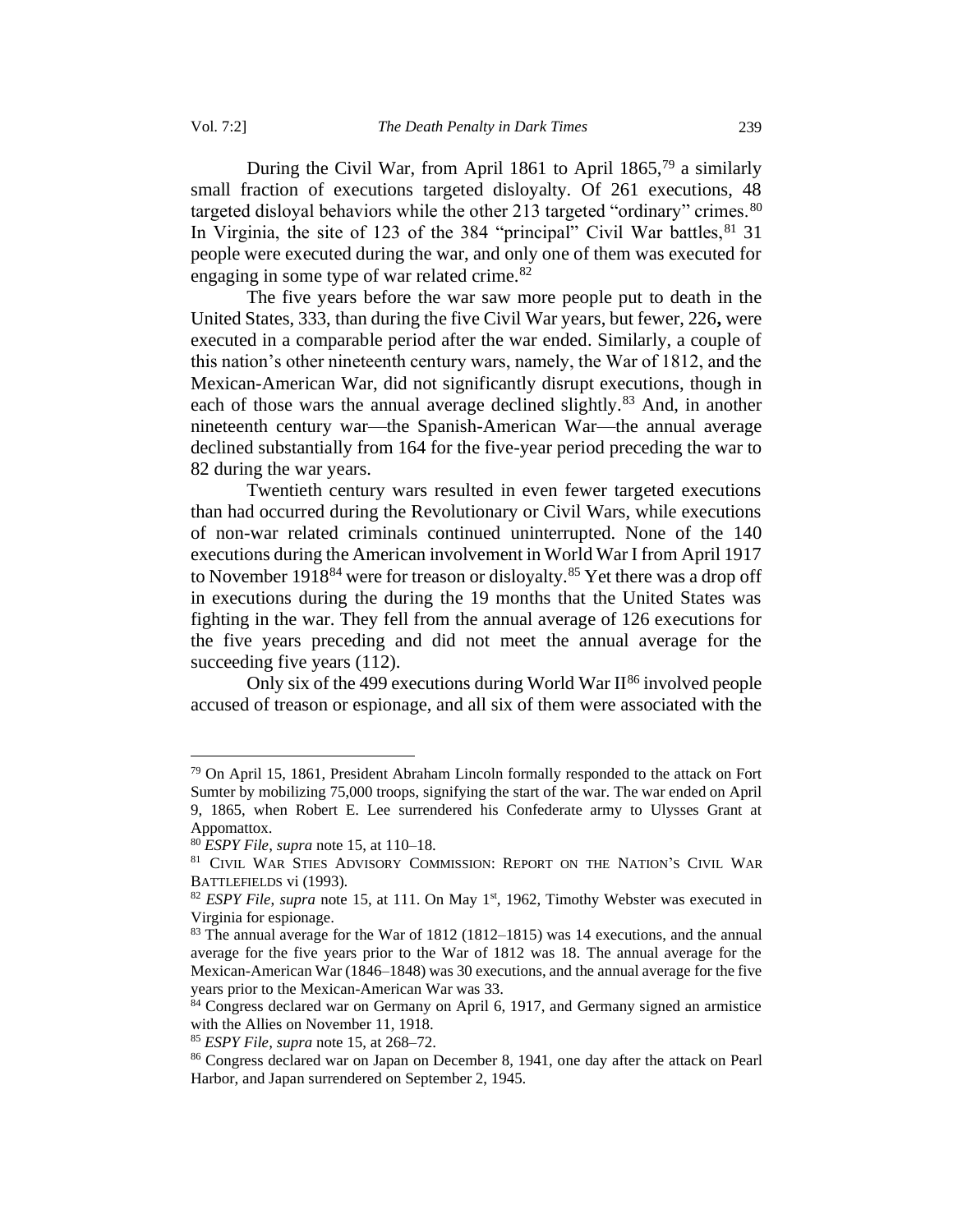During the Civil War, from April 1861 to April 1865,[79] a similarly small fraction of executions targeted disloyalty. Of 261 executions, 48 targeted disloyal behaviors while the other 213 targeted "ordinary" crimes.[80] In Virginia, the site of 123 of the 384 "principal" Civil War battles,[81] 31 people were executed during the war, and only one of them was executed for engaging in some type of war related crime.[82]

The five years before the war saw more people put to death in the United States, 333, than during the five Civil War years, but fewer, 226**,** were executed in a comparable period after the war ended. Similarly, a couple of this nation's other nineteenth century wars, namely, the War of 1812, and the Mexican-American War, did not significantly disrupt executions, though in each of those wars the annual average declined slightly.[83] And, in another nineteenth century war—the Spanish-American War—the annual average declined substantially from 164 for the five-year period preceding the war to 82 during the war years.

Twentieth century wars resulted in even fewer targeted executions than had occurred during the Revolutionary or Civil Wars, while executions of non-war related criminals continued uninterrupted. None of the 140 executions during the American involvement in World War I from April 1917 to November 1918[84] were for treason or disloyalty.[85] Yet there was a drop off in executions during the during the 19 months that the United States was fighting in the war. They fell from the annual average of 126 executions for the five years preceding and did not meet the annual average for the succeeding five years (112).

Only six of the 499 executions during World War II[86] involved people accused of treason or espionage, and all six of them were associated with the

---

[79] On April 15, 1861, President Abraham Lincoln formally responded to the attack on Fort Sumter by mobilizing 75,000 troops, signifying the start of the war. The war ended on April 9, 1865, when Robert E. Lee surrendered his Confederate army to Ulysses Grant at Appomattox.

[80] *ESPY File*, *supra* note 15, at 110–18.

[81] CIVIL WAR STIES ADVISORY COMMISSION: REPORT ON THE NATION'S CIVIL WAR BATTLEFIELDS vi (1993).

[82] *ESPY File*, *supra* note 15, at 111. On May 1st, 1962, Timothy Webster was executed in Virginia for espionage.

[83] The annual average for the War of 1812 (1812–1815) was 14 executions, and the annual average for the five years prior to the War of 1812 was 18. The annual average for the Mexican-American War (1846–1848) was 30 executions, and the annual average for the five years prior to the Mexican-American War was 33.

[84] Congress declared war on Germany on April 6, 1917, and Germany signed an armistice with the Allies on November 11, 1918.

[85] *ESPY File*, *supra* note 15, at 268–72.

[86] Congress declared war on Japan on December 8, 1941, one day after the attack on Pearl Harbor, and Japan surrendered on September 2, 1945.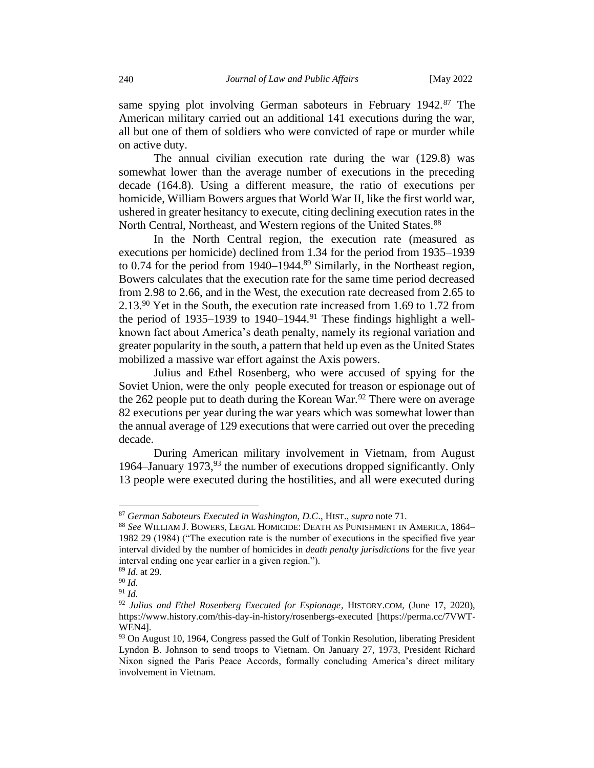same spying plot involving German saboteurs in February 1942.[87] The American military carried out an additional 141 executions during the war, all but one of them of soldiers who were convicted of rape or murder while on active duty.

The annual civilian execution rate during the war (129.8) was somewhat lower than the average number of executions in the preceding decade (164.8). Using a different measure, the ratio of executions per homicide, William Bowers argues that World War II, like the first world war, ushered in greater hesitancy to execute, citing declining execution rates in the North Central, Northeast, and Western regions of the United States.[88]

In the North Central region, the execution rate (measured as executions per homicide) declined from 1.34 for the period from 1935–1939 to 0.74 for the period from 1940–1944.[89] Similarly, in the Northeast region, Bowers calculates that the execution rate for the same time period decreased from 2.98 to 2.66, and in the West, the execution rate decreased from 2.65 to 2.13.[90] Yet in the South, the execution rate increased from 1.69 to 1.72 from the period of 1935–1939 to 1940–1944.[91] These findings highlight a well-known fact about America's death penalty, namely its regional variation and greater popularity in the south, a pattern that held up even as the United States mobilized a massive war effort against the Axis powers.

Julius and Ethel Rosenberg, who were accused of spying for the Soviet Union, were the only people executed for treason or espionage out of the 262 people put to death during the Korean War.[92] There were on average 82 executions per year during the war years which was somewhat lower than the annual average of 129 executions that were carried out over the preceding decade.

During American military involvement in Vietnam, from August 1964–January 1973,[93] the number of executions dropped significantly. Only 13 people were executed during the hostilities, and all were executed during

---

[87] *German Saboteurs Executed in Washington, D.C.*, HIST., *supra* note 71.

[88] *See* WILLIAM J. BOWERS, LEGAL HOMICIDE: DEATH AS PUNISHMENT IN AMERICA, 1864–1982 29 (1984) ("The execution rate is the number of executions in the specified five year interval divided by the number of homicides in *death penalty jurisdiction*s for the five year interval ending one year earlier in a given region.").

[89] *Id*. at 29.

[90] *Id.*

[91] *Id.*

[92] *Julius and Ethel Rosenberg Executed for Espionage*, HISTORY.COM, (June 17, 2020), https://www.history.com/this-day-in-history/rosenbergs-executed [https://perma.cc/7VWT-WEN4].

[93] On August 10, 1964, Congress passed the Gulf of Tonkin Resolution, liberating President Lyndon B. Johnson to send troops to Vietnam. On January 27, 1973, President Richard Nixon signed the Paris Peace Accords, formally concluding America's direct military involvement in Vietnam.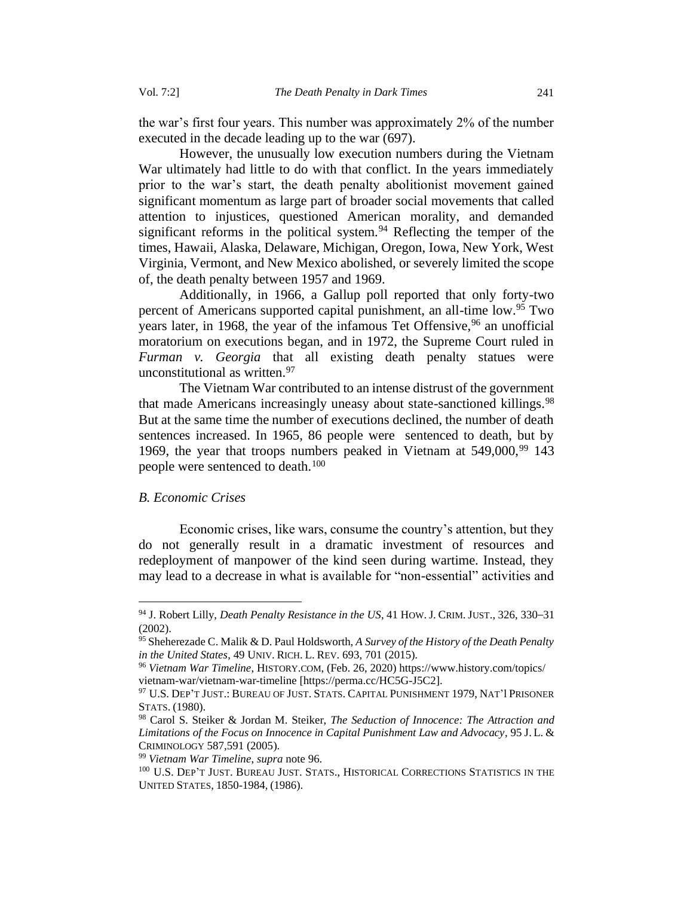the war's first four years. This number was approximately 2% of the number executed in the decade leading up to the war (697).

However, the unusually low execution numbers during the Vietnam War ultimately had little to do with that conflict. In the years immediately prior to the war's start, the death penalty abolitionist movement gained significant momentum as large part of broader social movements that called attention to injustices, questioned American morality, and demanded significant reforms in the political system.[94] Reflecting the temper of the times, Hawaii, Alaska, Delaware, Michigan, Oregon, Iowa, New York, West Virginia, Vermont, and New Mexico abolished, or severely limited the scope of, the death penalty between 1957 and 1969.

Additionally, in 1966, a Gallup poll reported that only forty-two percent of Americans supported capital punishment, an all-time low.[95] Two years later, in 1968, the year of the infamous Tet Offensive,[96] an unofficial moratorium on executions began, and in 1972, the Supreme Court ruled in *Furman v. Georgia* that all existing death penalty statues were unconstitutional as written.[97]

The Vietnam War contributed to an intense distrust of the government that made Americans increasingly uneasy about state-sanctioned killings.[98] But at the same time the number of executions declined, the number of death sentences increased. In 1965, 86 people were sentenced to death, but by 1969, the year that troops numbers peaked in Vietnam at 549,000,[99] 143 people were sentenced to death.[100]

### *B. Economic Crises*

Economic crises, like wars, consume the country's attention, but they do not generally result in a dramatic investment of resources and redeployment of manpower of the kind seen during wartime. Instead, they may lead to a decrease in what is available for "non-essential" activities and

---

[94] J. Robert Lilly, *Death Penalty Resistance in the US*, 41 HOW. J. CRIM. JUST., 326, 330–31 (2002).

[95] Sheherezade C. Malik & D. Paul Holdsworth, *A Survey of the History of the Death Penalty in the United States*, 49 UNIV. RICH. L. REV. 693, 701 (2015).

[96] *Vietnam War Timeline*, HISTORY.COM, (Feb. 26, 2020) https://www.history.com/topics/vietnam-war/vietnam-war-timeline [https://perma.cc/HC5G-J5C2].

[97] U.S. DEP'T JUST.: BUREAU OF JUST. STATS. CAPITAL PUNISHMENT 1979, NAT'l PRISONER STATS. (1980).

[98] Carol S. Steiker & Jordan M. Steiker, *The Seduction of Innocence: The Attraction and Limitations of the Focus on Innocence in Capital Punishment Law and Advocacy*, 95 J. L. & CRIMINOLOGY 587,591 (2005).

[99] *Vietnam War Timeline*, *supra* note 96.

[100] U.S. DEP'T JUST. BUREAU JUST. STATS., HISTORICAL CORRECTIONS STATISTICS IN THE UNITED STATES, 1850-1984, (1986).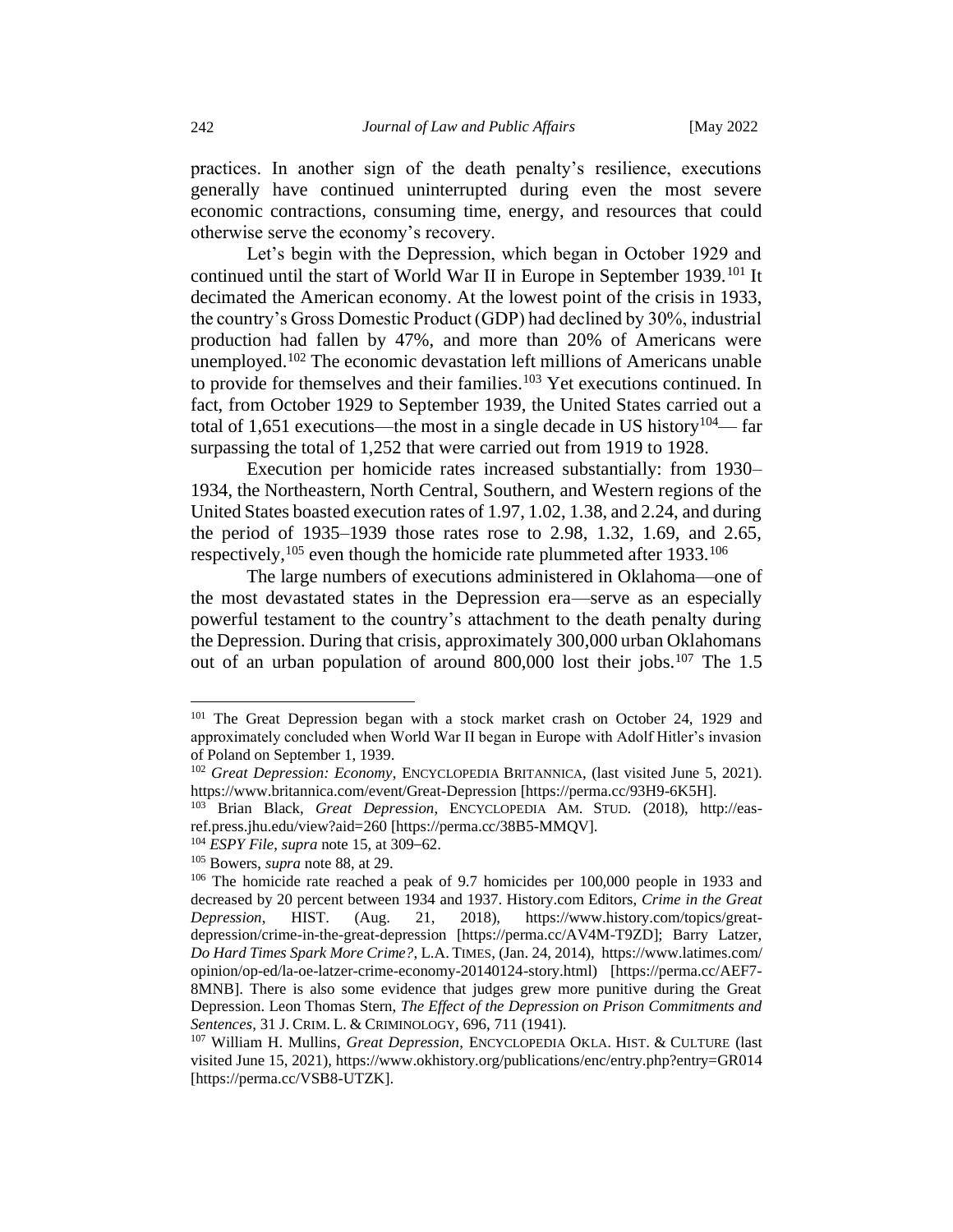practices. In another sign of the death penalty's resilience, executions generally have continued uninterrupted during even the most severe economic contractions, consuming time, energy, and resources that could otherwise serve the economy's recovery.

Let's begin with the Depression, which began in October 1929 and continued until the start of World War II in Europe in September 1939.[101] It decimated the American economy. At the lowest point of the crisis in 1933, the country's Gross Domestic Product (GDP) had declined by 30%, industrial production had fallen by 47%, and more than 20% of Americans were unemployed.[102] The economic devastation left millions of Americans unable to provide for themselves and their families.[103] Yet executions continued. In fact, from October 1929 to September 1939, the United States carried out a total of 1,651 executions—the most in a single decade in US history[104]— far surpassing the total of 1,252 that were carried out from 1919 to 1928.

Execution per homicide rates increased substantially: from 1930–1934, the Northeastern, North Central, Southern, and Western regions of the United States boasted execution rates of 1.97, 1.02, 1.38, and 2.24, and during the period of 1935–1939 those rates rose to 2.98, 1.32, 1.69, and 2.65, respectively,[105] even though the homicide rate plummeted after 1933.[106]

The large numbers of executions administered in Oklahoma—one of the most devastated states in the Depression era—serve as an especially powerful testament to the country's attachment to the death penalty during the Depression. During that crisis, approximately 300,000 urban Oklahomans out of an urban population of around 800,000 lost their jobs.[107] The 1.5

---

[101] The Great Depression began with a stock market crash on October 24, 1929 and approximately concluded when World War II began in Europe with Adolf Hitler's invasion of Poland on September 1, 1939.

[102] *Great Depression: Economy*, ENCYCLOPEDIA BRITANNICA, (last visited June 5, 2021). https://www.britannica.com/event/Great-Depression [https://perma.cc/93H9-6K5H].

[103] Brian Black, *Great Depression*, ENCYCLOPEDIA AM. STUD. (2018), http://eas-ref.press.jhu.edu/view?aid=260 [https://perma.cc/38B5-MMQV].

[104] *ESPY File*, *supra* note 15, at 309–62.

[105] Bowers, *supra* note 88, at 29.

[106] The homicide rate reached a peak of 9.7 homicides per 100,000 people in 1933 and decreased by 20 percent between 1934 and 1937. History.com Editors, *Crime in the Great Depression*, HIST. (Aug. 21, 2018), https://www.history.com/topics/great-depression/crime-in-the-great-depression [https://perma.cc/AV4M-T9ZD]; Barry Latzer, *Do Hard Times Spark More Crime?*, L.A. TIMES, (Jan. 24, 2014), https://www.latimes.com/opinion/op-ed/la-oe-latzer-crime-economy-20140124-story.html) [https://perma.cc/AEF7-8MNB]. There is also some evidence that judges grew more punitive during the Great Depression. Leon Thomas Stern, *The Effect of the Depression on Prison Commitments and Sentences*, 31 J. CRIM. L. & CRIMINOLOGY, 696, 711 (1941).

[107] William H. Mullins, *Great Depression*, ENCYCLOPEDIA OKLA. HIST. & CULTURE (last visited June 15, 2021), https://www.okhistory.org/publications/enc/entry.php?entry=GR014 [https://perma.cc/VSB8-UTZK].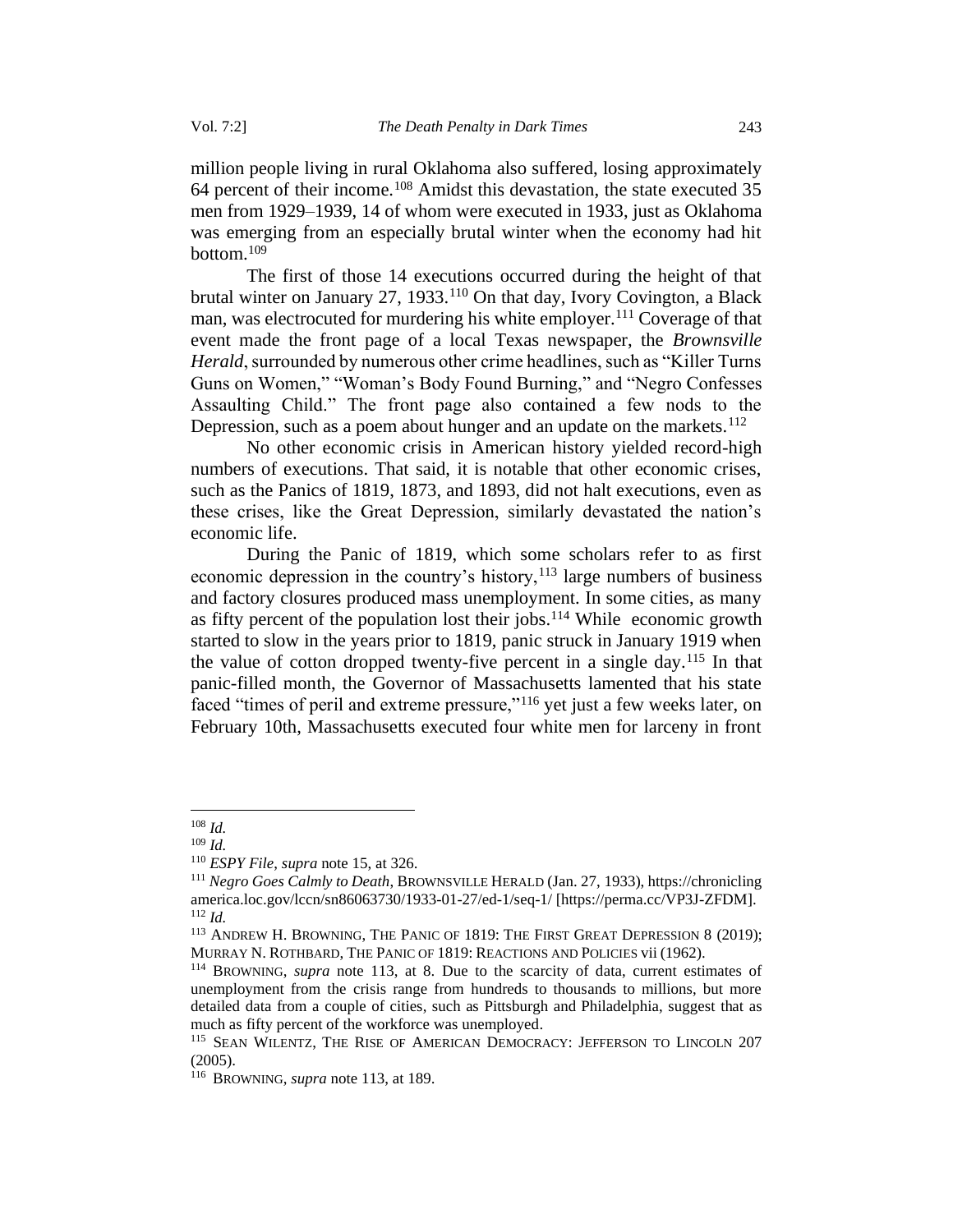million people living in rural Oklahoma also suffered, losing approximately 64 percent of their income.[108] Amidst this devastation, the state executed 35 men from 1929–1939, 14 of whom were executed in 1933, just as Oklahoma was emerging from an especially brutal winter when the economy had hit bottom.[109]

The first of those 14 executions occurred during the height of that brutal winter on January 27, 1933.[110] On that day, Ivory Covington, a Black man, was electrocuted for murdering his white employer.[111] Coverage of that event made the front page of a local Texas newspaper, the *Brownsville Herald*, surrounded by numerous other crime headlines, such as "Killer Turns Guns on Women," "Woman's Body Found Burning," and "Negro Confesses Assaulting Child." The front page also contained a few nods to the Depression, such as a poem about hunger and an update on the markets.[112]

No other economic crisis in American history yielded record-high numbers of executions. That said, it is notable that other economic crises, such as the Panics of 1819, 1873, and 1893, did not halt executions, even as these crises, like the Great Depression, similarly devastated the nation's economic life.

During the Panic of 1819, which some scholars refer to as first economic depression in the country's history,[113] large numbers of business and factory closures produced mass unemployment. In some cities, as many as fifty percent of the population lost their jobs.[114] While economic growth started to slow in the years prior to 1819, panic struck in January 1919 when the value of cotton dropped twenty-five percent in a single day.[115] In that panic-filled month, the Governor of Massachusetts lamented that his state faced "times of peril and extreme pressure,"[116] yet just a few weeks later, on February 10th, Massachusetts executed four white men for larceny in front

---

[108] *Id.*

[109] *Id.*

[110] *ESPY File*, *supra* note 15, at 326.

[111] *Negro Goes Calmly to Death*, BROWNSVILLE HERALD (Jan. 27, 1933), https://chroniclingamerica.loc.gov/lccn/sn86063730/1933-01-27/ed-1/seq-1/ [https://perma.cc/VP3J-ZFDM].

[112] *Id.*

[113] ANDREW H. BROWNING, THE PANIC OF 1819: THE FIRST GREAT DEPRESSION 8 (2019); MURRAY N. ROTHBARD, THE PANIC OF 1819: REACTIONS AND POLICIES vii (1962).

[114] BROWNING, *supra* note 113, at 8. Due to the scarcity of data, current estimates of unemployment from the crisis range from hundreds to thousands to millions, but more detailed data from a couple of cities, such as Pittsburgh and Philadelphia, suggest that as much as fifty percent of the workforce was unemployed.

[115] SEAN WILENTZ, THE RISE OF AMERICAN DEMOCRACY: JEFFERSON TO LINCOLN 207 (2005).

[116] BROWNING, *supra* note 113, at 189.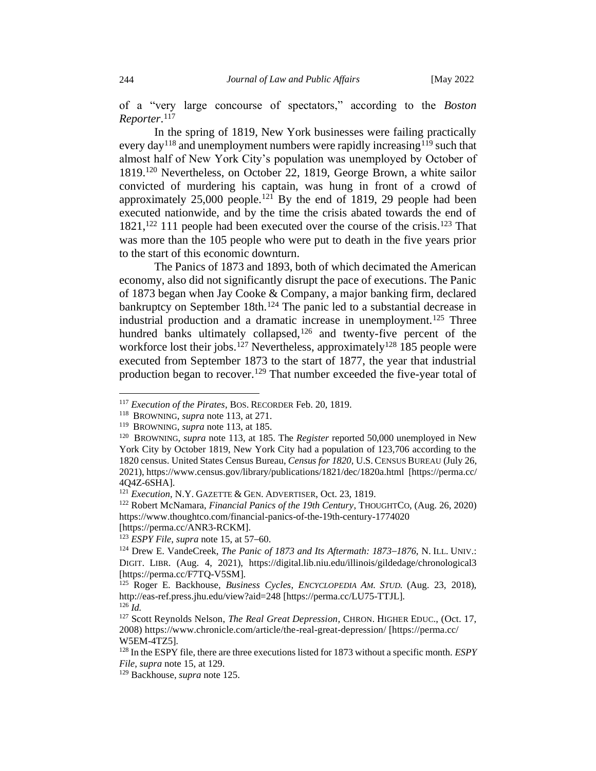of a "very large concourse of spectators," according to the *Boston Reporter*.[117]

In the spring of 1819, New York businesses were failing practically every day[118] and unemployment numbers were rapidly increasing[119] such that almost half of New York City's population was unemployed by October of 1819.[120] Nevertheless, on October 22, 1819, George Brown, a white sailor convicted of murdering his captain, was hung in front of a crowd of approximately 25,000 people.[121] By the end of 1819, 29 people had been executed nationwide, and by the time the crisis abated towards the end of 1821,[122] 111 people had been executed over the course of the crisis.[123] That was more than the 105 people who were put to death in the five years prior to the start of this economic downturn.

The Panics of 1873 and 1893, both of which decimated the American economy, also did not significantly disrupt the pace of executions. The Panic of 1873 began when Jay Cooke & Company, a major banking firm, declared bankruptcy on September 18th.[124] The panic led to a substantial decrease in industrial production and a dramatic increase in unemployment.[125] Three hundred banks ultimately collapsed,[126] and twenty-five percent of the workforce lost their jobs.[127] Nevertheless, approximately[128] 185 people were executed from September 1873 to the start of 1877, the year that industrial production began to recover.[129] That number exceeded the five-year total of

---

[117] *Execution of the Pirates*, BOS. RECORDER Feb. 20, 1819.

[118] BROWNING, *supra* note 113, at 271.

[119] BROWNING, *supra* note 113, at 185.

[120] BROWNING, *supra* note 113, at 185. The *Register* reported 50,000 unemployed in New York City by October 1819, New York City had a population of 123,706 according to the 1820 census. United States Census Bureau, *Census for 1820*, U.S. CENSUS BUREAU (July 26, 2021), https://www.census.gov/library/publications/1821/dec/1820a.html [https://perma.cc/4Q4Z-6SHA].

[121] *Execution*, N.Y. GAZETTE & GEN. ADVERTISER, Oct. 23, 1819.

[122] Robert McNamara, *Financial Panics of the 19th Century*, THOUGHTCO, (Aug. 26, 2020) https://www.thoughtco.com/financial-panics-of-the-19th-century-1774020 [https://perma.cc/ANR3-RCKM].

[123] *ESPY File*, *supra* note 15, at 57–60.

[124] Drew E. VandeCreek, *The Panic of 1873 and Its Aftermath: 1873–1876*, N. ILL. UNIV.: DIGIT. LIBR. (Aug. 4, 2021), https://digital.lib.niu.edu/illinois/gildedage/chronological3 [https://perma.cc/F7TQ-V5SM].

[125] Roger E. Backhouse, *Business Cycles*, *ENCYCLOPEDIA AM. STUD.* (Aug. 23, 2018), http://eas-ref.press.jhu.edu/view?aid=248 [https://perma.cc/LU75-TTJL].

[126] *Id.*

[127] Scott Reynolds Nelson, *The Real Great Depression*, CHRON. HIGHER EDUC., (Oct. 17, 2008) https://www.chronicle.com/article/the-real-great-depression/ [https://perma.cc/W5EM-4TZ5].

[128] In the ESPY file, there are three executions listed for 1873 without a specific month. *ESPY File*, *supra* note 15, at 129.

[129] Backhouse, *supra* note 125.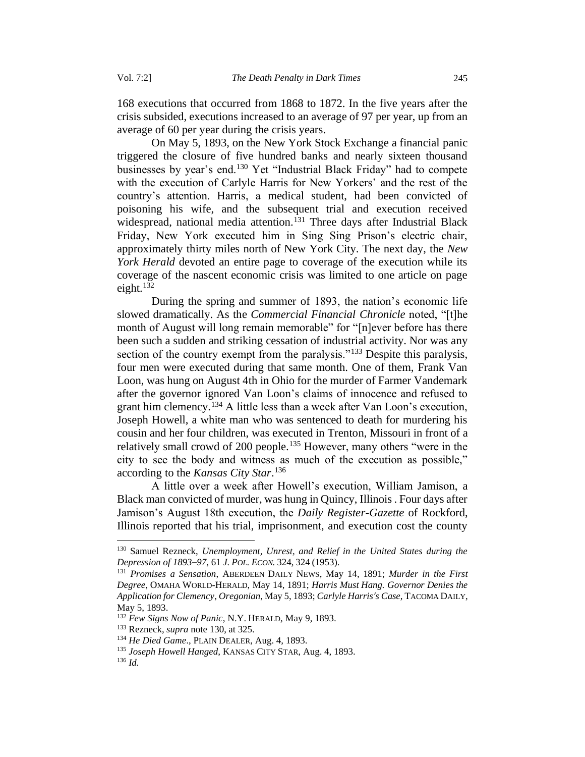168 executions that occurred from 1868 to 1872. In the five years after the crisis subsided, executions increased to an average of 97 per year, up from an average of 60 per year during the crisis years.

On May 5, 1893, on the New York Stock Exchange a financial panic triggered the closure of five hundred banks and nearly sixteen thousand businesses by year's end.[130] Yet "Industrial Black Friday" had to compete with the execution of Carlyle Harris for New Yorkers' and the rest of the country's attention. Harris, a medical student, had been convicted of poisoning his wife, and the subsequent trial and execution received widespread, national media attention.[131] Three days after Industrial Black Friday, New York executed him in Sing Sing Prison's electric chair, approximately thirty miles north of New York City. The next day, the *New York Herald* devoted an entire page to coverage of the execution while its coverage of the nascent economic crisis was limited to one article on page eight.[132]

During the spring and summer of 1893, the nation's economic life slowed dramatically. As the *Commercial Financial Chronicle* noted, "[t]he month of August will long remain memorable" for "[n]ever before has there been such a sudden and striking cessation of industrial activity. Nor was any section of the country exempt from the paralysis."[133] Despite this paralysis, four men were executed during that same month. One of them, Frank Van Loon, was hung on August 4th in Ohio for the murder of Farmer Vandemark after the governor ignored Van Loon's claims of innocence and refused to grant him clemency.[134] A little less than a week after Van Loon's execution, Joseph Howell, a white man who was sentenced to death for murdering his cousin and her four children, was executed in Trenton, Missouri in front of a relatively small crowd of 200 people.[135] However, many others "were in the city to see the body and witness as much of the execution as possible," according to the *Kansas City Star*.[136]

A little over a week after Howell's execution, William Jamison, a Black man convicted of murder, was hung in Quincy, Illinois. Four days after Jamison's August 18th execution, the *Daily Register-Gazette* of Rockford, Illinois reported that his trial, imprisonment, and execution cost the county

---

[130] Samuel Rezneck, *Unemployment, Unrest, and Relief in the United States during the Depression of 1893–97*, 61 *J. POL. ECON.* 324, 324 (1953).

[131] *Promises a Sensation*, ABERDEEN DAILY NEWS, May 14, 1891; *Murder in the First Degree*, OMAHA WORLD-HERALD, May 14, 1891; *Harris Must Hang. Governor Denies the Application for Clemency*, *Oregonian*, May 5, 1893; *Carlyle Harris's Case*, TACOMA DAILY, May 5, 1893.

[132] *Few Signs Now of Panic*, N.Y. HERALD, May 9, 1893.

[133] Rezneck, *supra* note 130, at 325.

[134] *He Died Game*., PLAIN DEALER, Aug. 4, 1893.

[135] *Joseph Howell Hanged*, KANSAS CITY STAR, Aug. 4, 1893.

[136] *Id.*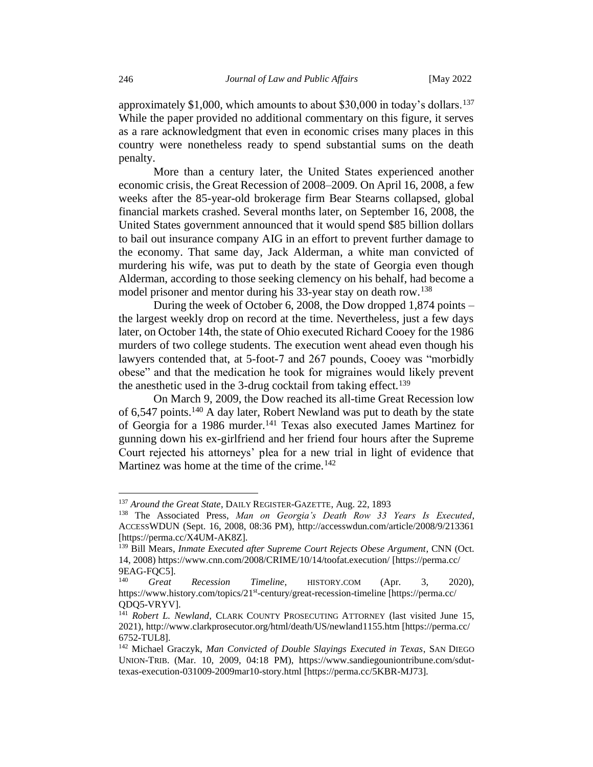approximately $1,000, which amounts to about $30,000 in today's dollars.[137] While the paper provided no additional commentary on this figure, it serves as a rare acknowledgment that even in economic crises many places in this country were nonetheless ready to spend substantial sums on the death penalty.

More than a century later, the United States experienced another economic crisis, the Great Recession of 2008–2009. On April 16, 2008, a few weeks after the 85-year-old brokerage firm Bear Stearns collapsed, global financial markets crashed. Several months later, on September 16, 2008, the United States government announced that it would spend $85 billion dollars to bail out insurance company AIG in an effort to prevent further damage to the economy. That same day, Jack Alderman, a white man convicted of murdering his wife, was put to death by the state of Georgia even though Alderman, according to those seeking clemency on his behalf, had become a model prisoner and mentor during his 33-year stay on death row.[138]

During the week of October 6, 2008, the Dow dropped 1,874 points – the largest weekly drop on record at the time. Nevertheless, just a few days later, on October 14th, the state of Ohio executed Richard Cooey for the 1986 murders of two college students. The execution went ahead even though his lawyers contended that, at 5-foot-7 and 267 pounds, Cooey was "morbidly obese" and that the medication he took for migraines would likely prevent the anesthetic used in the 3-drug cocktail from taking effect.[139]

On March 9, 2009, the Dow reached its all-time Great Recession low of 6,547 points.[140] A day later, Robert Newland was put to death by the state of Georgia for a 1986 murder.[141] Texas also executed James Martinez for gunning down his ex-girlfriend and her friend four hours after the Supreme Court rejected his attorneys' plea for a new trial in light of evidence that Martinez was home at the time of the crime.[142]

---

[137] *Around the Great State*, DAILY REGISTER-GAZETTE, Aug. 22, 1893

[138] The Associated Press, *Man on Georgia's Death Row 33 Years Is Executed*, ACCESSWDUN (Sept. 16, 2008, 08:36 PM), http://accesswdun.com/article/2008/9/213361 [https://perma.cc/X4UM-AK8Z].

[139] Bill Mears, *Inmate Executed after Supreme Court Rejects Obese Argument*, CNN (Oct. 14, 2008) https://www.cnn.com/2008/CRIME/10/14/toofat.execution/ [https://perma.cc/9EAG-FQC5].

[140] *Great Recession Timeline*, HISTORY.COM (Apr. 3, 2020), https://www.history.com/topics/21st-century/great-recession-timeline [https://perma.cc/QDQ5-VRYV].

[141] *Robert L. Newland*, CLARK COUNTY PROSECUTING ATTORNEY (last visited June 15, 2021), http://www.clarkprosecutor.org/html/death/US/newland1155.htm [https://perma.cc/6752-TUL8].

[142] Michael Graczyk, *Man Convicted of Double Slayings Executed in Texas*, SAN DIEGO UNION-TRIB. (Mar. 10, 2009, 04:18 PM), https://www.sandiegouniontribune.com/sdut-texas-execution-031009-2009mar10-story.html [https://perma.cc/5KBR-MJ73].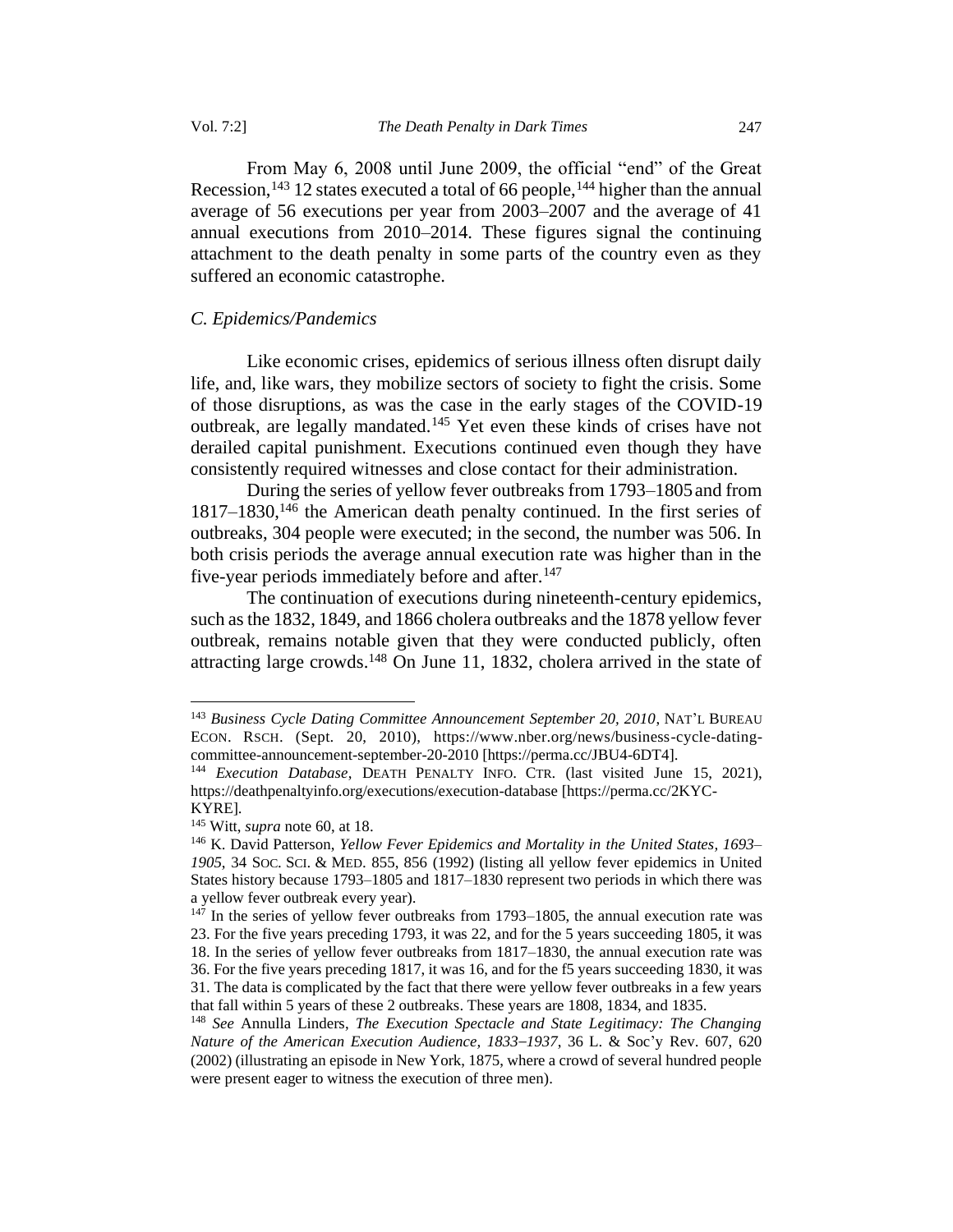From May 6, 2008 until June 2009, the official "end" of the Great Recession,[143] 12 states executed a total of 66 people,[144] higher than the annual average of 56 executions per year from 2003–2007 and the average of 41 annual executions from 2010–2014. These figures signal the continuing attachment to the death penalty in some parts of the country even as they suffered an economic catastrophe.

### *C. Epidemics/Pandemics*

Like economic crises, epidemics of serious illness often disrupt daily life, and, like wars, they mobilize sectors of society to fight the crisis. Some of those disruptions, as was the case in the early stages of the COVID-19 outbreak, are legally mandated.[145] Yet even these kinds of crises have not derailed capital punishment. Executions continued even though they have consistently required witnesses and close contact for their administration.

During the series of yellow fever outbreaks from 1793–1805 and from 1817–1830,[146] the American death penalty continued. In the first series of outbreaks, 304 people were executed; in the second, the number was 506. In both crisis periods the average annual execution rate was higher than in the five-year periods immediately before and after.[147]

The continuation of executions during nineteenth-century epidemics, such as the 1832, 1849, and 1866 cholera outbreaks and the 1878 yellow fever outbreak, remains notable given that they were conducted publicly, often attracting large crowds.[148] On June 11, 1832, cholera arrived in the state of

---

[143] *Business Cycle Dating Committee Announcement September 20, 2010*, NAT'L BUREAU ECON. RSCH. (Sept. 20, 2010), https://www.nber.org/news/business-cycle-dating-committee-announcement-september-20-2010 [https://perma.cc/JBU4-6DT4].

[144] *Execution Database*, DEATH PENALTY INFO. CTR. (last visited June 15, 2021), https://deathpenaltyinfo.org/executions/execution-database [https://perma.cc/2KYC-KYRE].

[145] Witt, *supra* note 60, at 18.

[146] K. David Patterson, *Yellow Fever Epidemics and Mortality in the United States, 1693–1905*, 34 SOC. SCI. & MED. 855, 856 (1992) (listing all yellow fever epidemics in United States history because 1793–1805 and 1817–1830 represent two periods in which there was a yellow fever outbreak every year).

[147] In the series of yellow fever outbreaks from 1793–1805, the annual execution rate was 23. For the five years preceding 1793, it was 22, and for the 5 years succeeding 1805, it was 18. In the series of yellow fever outbreaks from 1817–1830, the annual execution rate was 36. For the five years preceding 1817, it was 16, and for the f5 years succeeding 1830, it was 31. The data is complicated by the fact that there were yellow fever outbreaks in a few years that fall within 5 years of these 2 outbreaks. These years are 1808, 1834, and 1835.

[148] *See* Annulla Linders, *The Execution Spectacle and State Legitimacy: The Changing Nature of the American Execution Audience, 1833–1937*, 36 L. & Soc'y Rev. 607, 620 (2002) (illustrating an episode in New York, 1875, where a crowd of several hundred people were present eager to witness the execution of three men).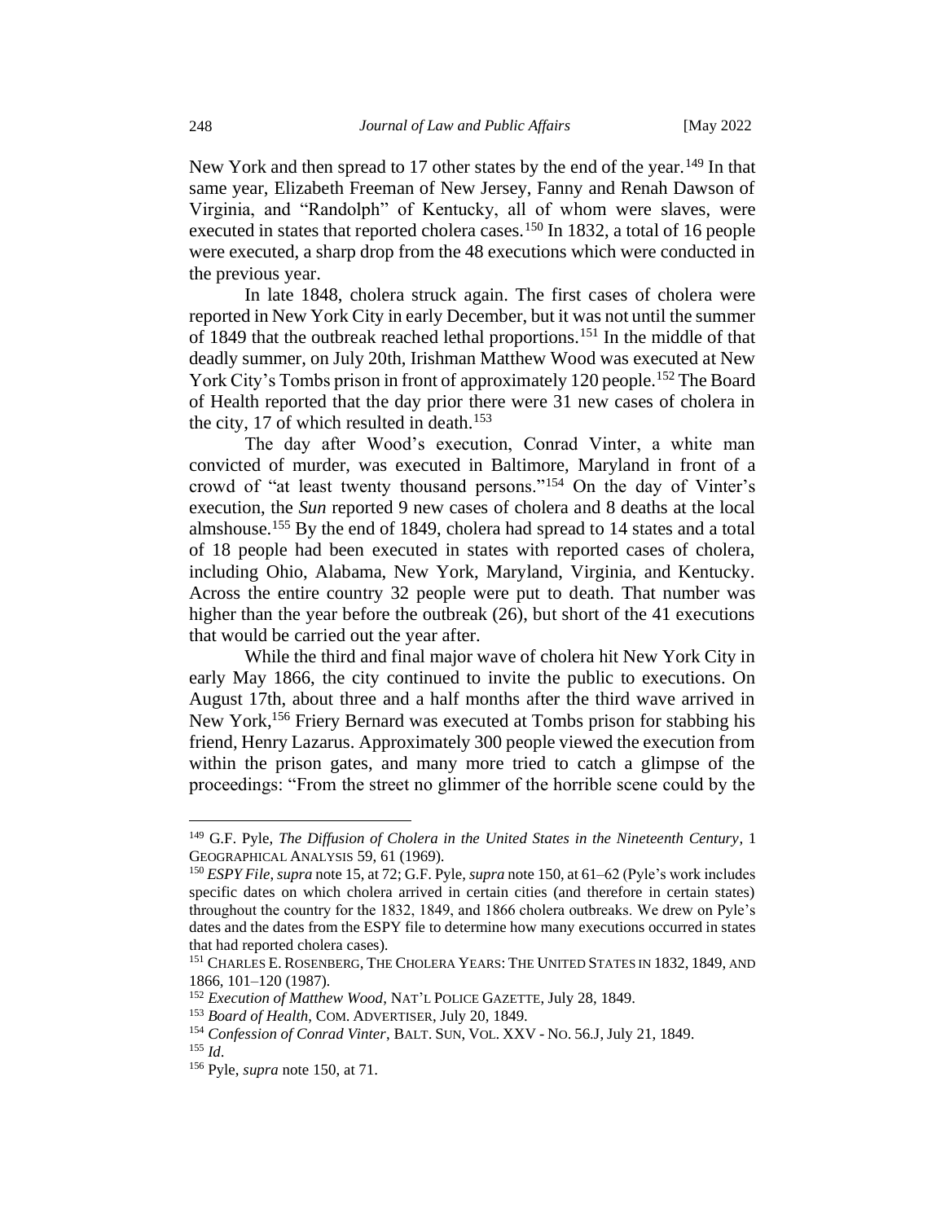New York and then spread to 17 other states by the end of the year.[149] In that same year, Elizabeth Freeman of New Jersey, Fanny and Renah Dawson of Virginia, and "Randolph" of Kentucky, all of whom were slaves, were executed in states that reported cholera cases.[150] In 1832, a total of 16 people were executed, a sharp drop from the 48 executions which were conducted in the previous year.

In late 1848, cholera struck again. The first cases of cholera were reported in New York City in early December, but it was not until the summer of 1849 that the outbreak reached lethal proportions.[151] In the middle of that deadly summer, on July 20th, Irishman Matthew Wood was executed at New York City's Tombs prison in front of approximately 120 people.[152] The Board of Health reported that the day prior there were 31 new cases of cholera in the city, 17 of which resulted in death.[153]

The day after Wood's execution, Conrad Vinter, a white man convicted of murder, was executed in Baltimore, Maryland in front of a crowd of "at least twenty thousand persons."[154] On the day of Vinter's execution, the *Sun* reported 9 new cases of cholera and 8 deaths at the local almshouse.[155] By the end of 1849, cholera had spread to 14 states and a total of 18 people had been executed in states with reported cases of cholera, including Ohio, Alabama, New York, Maryland, Virginia, and Kentucky. Across the entire country 32 people were put to death. That number was higher than the year before the outbreak (26), but short of the 41 executions that would be carried out the year after.

While the third and final major wave of cholera hit New York City in early May 1866, the city continued to invite the public to executions. On August 17th, about three and a half months after the third wave arrived in New York,[156] Friery Bernard was executed at Tombs prison for stabbing his friend, Henry Lazarus. Approximately 300 people viewed the execution from within the prison gates, and many more tried to catch a glimpse of the proceedings: "From the street no glimmer of the horrible scene could by the

---

[149] G.F. Pyle, *The Diffusion of Cholera in the United States in the Nineteenth Century*, 1 GEOGRAPHICAL ANALYSIS 59, 61 (1969).

[150] *ESPY File*, *supra* note 15, at 72; G.F. Pyle, *supra* note 150, at 61–62 (Pyle's work includes specific dates on which cholera arrived in certain cities (and therefore in certain states) throughout the country for the 1832, 1849, and 1866 cholera outbreaks. We drew on Pyle's dates and the dates from the ESPY file to determine how many executions occurred in states that had reported cholera cases).

[151] CHARLES E. ROSENBERG, THE CHOLERA YEARS: THE UNITED STATES IN 1832, 1849, AND 1866, 101–120 (1987).

[152] *Execution of Matthew Wood*, NAT'L POLICE GAZETTE, July 28, 1849.

[153] *Board of Health*, COM. ADVERTISER, July 20, 1849.

[154] *Confession of Conrad Vinter*, BALT. SUN, VOL. XXV - NO. 56.J, July 21, 1849.

[155] *Id*.

[156] Pyle, *supra* note 150, at 71.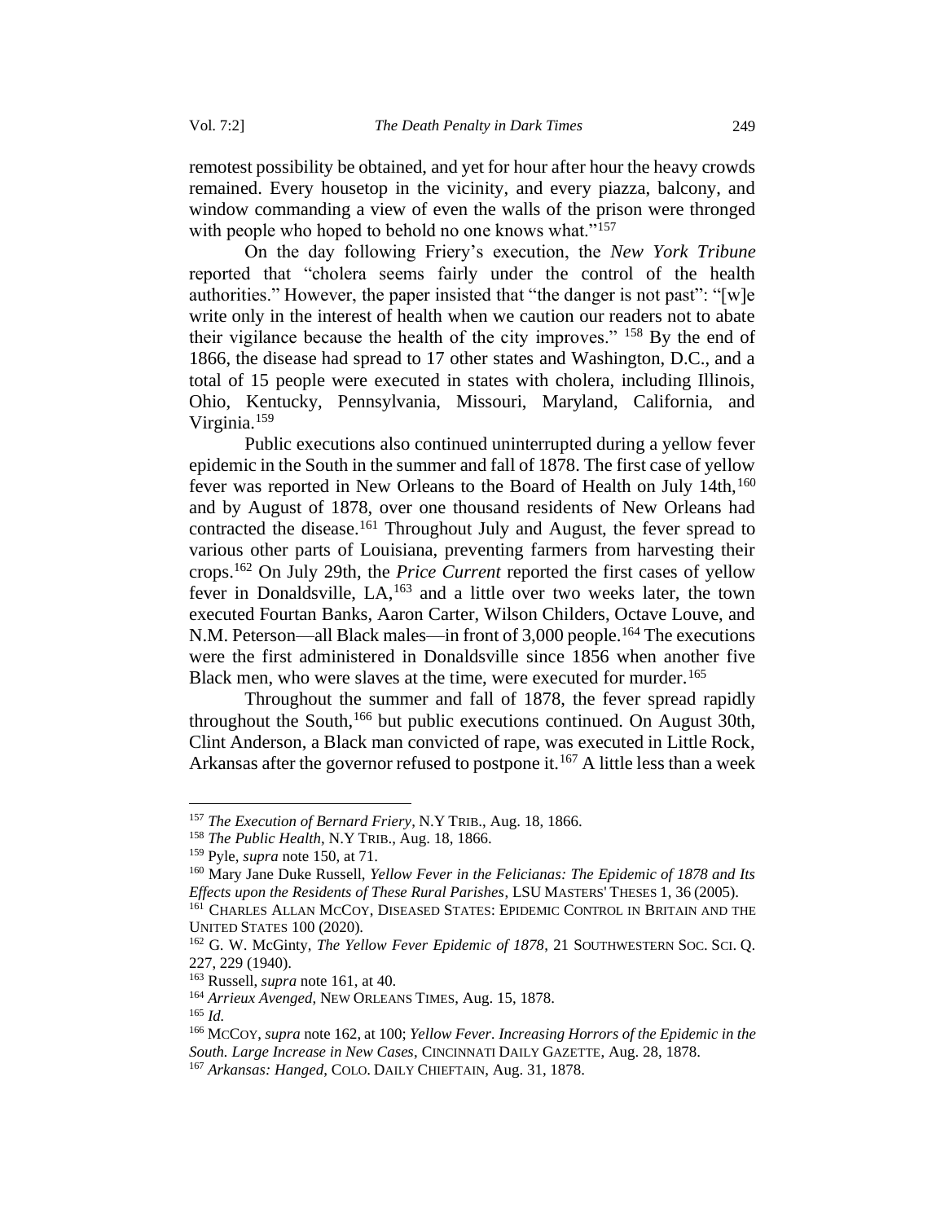remotest possibility be obtained, and yet for hour after hour the heavy crowds remained. Every housetop in the vicinity, and every piazza, balcony, and window commanding a view of even the walls of the prison were thronged with people who hoped to behold no one knows what."[157]

On the day following Friery's execution, the *New York Tribune* reported that "cholera seems fairly under the control of the health authorities." However, the paper insisted that "the danger is not past": "[w]e write only in the interest of health when we caution our readers not to abate their vigilance because the health of the city improves." [158] By the end of 1866, the disease had spread to 17 other states and Washington, D.C., and a total of 15 people were executed in states with cholera, including Illinois, Ohio, Kentucky, Pennsylvania, Missouri, Maryland, California, and Virginia.[159]

Public executions also continued uninterrupted during a yellow fever epidemic in the South in the summer and fall of 1878. The first case of yellow fever was reported in New Orleans to the Board of Health on July 14th,[160] and by August of 1878, over one thousand residents of New Orleans had contracted the disease.[161] Throughout July and August, the fever spread to various other parts of Louisiana, preventing farmers from harvesting their crops.[162] On July 29th, the *Price Current* reported the first cases of yellow fever in Donaldsville, LA,[163] and a little over two weeks later, the town executed Fourtan Banks, Aaron Carter, Wilson Childers, Octave Louve, and N.M. Peterson—all Black males—in front of 3,000 people.[164] The executions were the first administered in Donaldsville since 1856 when another five Black men, who were slaves at the time, were executed for murder.[165]

Throughout the summer and fall of 1878, the fever spread rapidly throughout the South,[166] but public executions continued. On August 30th, Clint Anderson, a Black man convicted of rape, was executed in Little Rock, Arkansas after the governor refused to postpone it.[167] A little less than a week

---

[157] *The Execution of Bernard Friery*, N.Y TRIB., Aug. 18, 1866.

[158] *The Public Health*, N.Y TRIB., Aug. 18, 1866.

[159] Pyle, *supra* note 150, at 71.

[160] Mary Jane Duke Russell, *Yellow Fever in the Felicianas: The Epidemic of 1878 and Its Effects upon the Residents of These Rural Parishes*, LSU MASTERS' THESES 1, 36 (2005).

[161] CHARLES ALLAN MCCOY, DISEASED STATES: EPIDEMIC CONTROL IN BRITAIN AND THE UNITED STATES 100 (2020).

[162] G. W. McGinty, *The Yellow Fever Epidemic of 1878*, 21 SOUTHWESTERN SOC. SCI. Q. 227, 229 (1940).

[163] Russell, *supra* note 161, at 40.

[164] *Arrieux Avenged*, NEW ORLEANS TIMES, Aug. 15, 1878.

[165] *Id.*

[166] MCCOY, *supra* note 162, at 100; *Yellow Fever. Increasing Horrors of the Epidemic in the South. Large Increase in New Cases*, CINCINNATI DAILY GAZETTE, Aug. 28, 1878.

[167] *Arkansas: Hanged*, COLO. DAILY CHIEFTAIN, Aug. 31, 1878.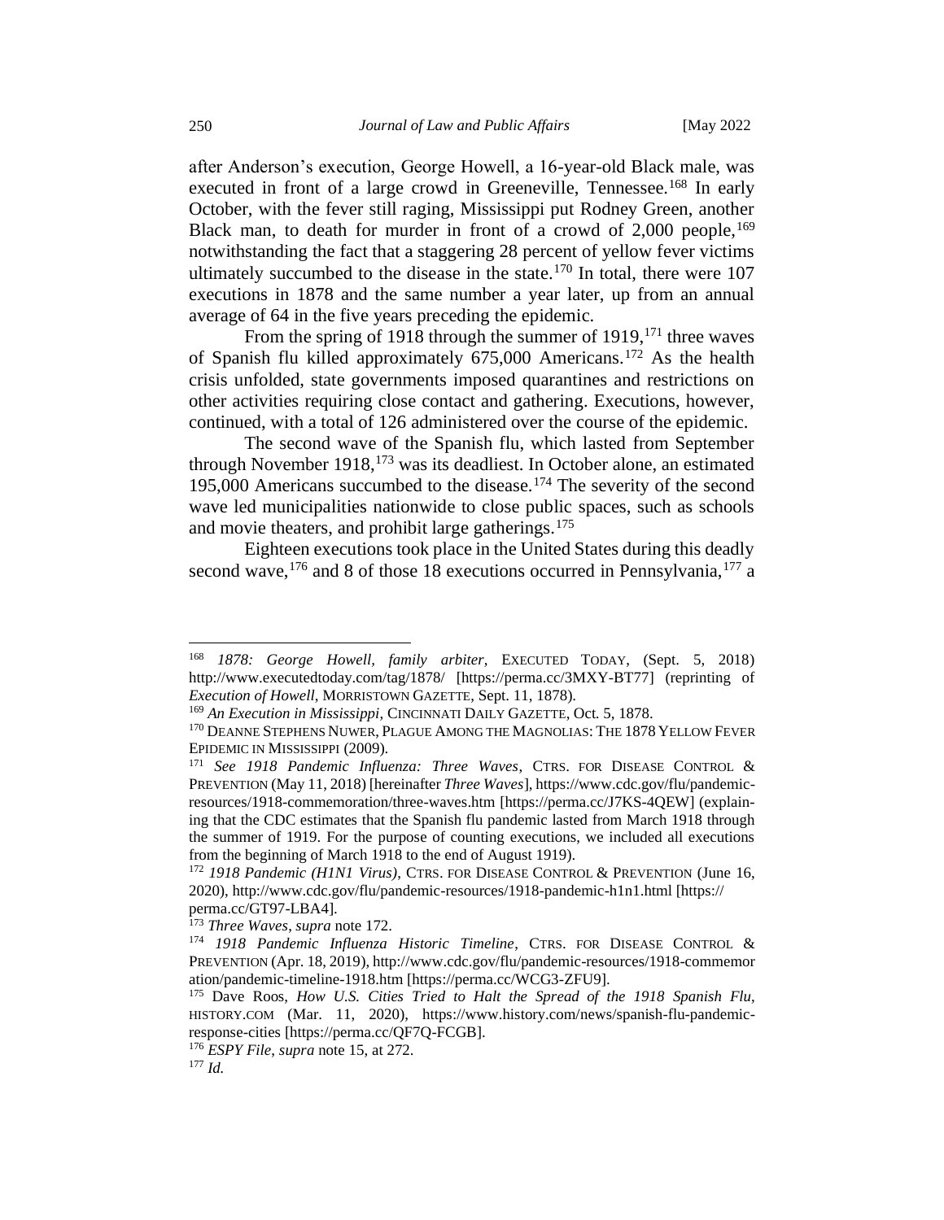after Anderson's execution, George Howell, a 16-year-old Black male, was executed in front of a large crowd in Greeneville, Tennessee.[168] In early October, with the fever still raging, Mississippi put Rodney Green, another Black man, to death for murder in front of a crowd of 2,000 people,[169] notwithstanding the fact that a staggering 28 percent of yellow fever victims ultimately succumbed to the disease in the state.[170] In total, there were 107 executions in 1878 and the same number a year later, up from an annual average of 64 in the five years preceding the epidemic.

From the spring of 1918 through the summer of 1919,[171] three waves of Spanish flu killed approximately 675,000 Americans.[172] As the health crisis unfolded, state governments imposed quarantines and restrictions on other activities requiring close contact and gathering. Executions, however, continued, with a total of 126 administered over the course of the epidemic.

The second wave of the Spanish flu, which lasted from September through November 1918,[173] was its deadliest. In October alone, an estimated 195,000 Americans succumbed to the disease.[174] The severity of the second wave led municipalities nationwide to close public spaces, such as schools and movie theaters, and prohibit large gatherings.[175]

Eighteen executions took place in the United States during this deadly second wave,[176] and 8 of those 18 executions occurred in Pennsylvania,[177] a

---

[168] *1878: George Howell, family arbiter*, EXECUTED TODAY, (Sept. 5, 2018) http://www.executedtoday.com/tag/1878/ [https://perma.cc/3MXY-BT77] (reprinting of *Execution of Howell*, MORRISTOWN GAZETTE, Sept. 11, 1878).

[169] *An Execution in Mississippi*, CINCINNATI DAILY GAZETTE, Oct. 5, 1878.

[170] DEANNE STEPHENS NUWER, PLAGUE AMONG THE MAGNOLIAS: THE 1878 YELLOW FEVER EPIDEMIC IN MISSISSIPPI (2009).

[171] *See 1918 Pandemic Influenza: Three Waves*, CTRS. FOR DISEASE CONTROL & PREVENTION (May 11, 2018) [hereinafter *Three Waves*], https://www.cdc.gov/flu/pandemic-resources/1918-commemoration/three-waves.htm [https://perma.cc/J7KS-4QEW] (explaining that the CDC estimates that the Spanish flu pandemic lasted from March 1918 through the summer of 1919. For the purpose of counting executions, we included all executions from the beginning of March 1918 to the end of August 1919).

[172] *1918 Pandemic (H1N1 Virus)*, CTRS. FOR DISEASE CONTROL & PREVENTION (June 16, 2020), http://www.cdc.gov/flu/pandemic-resources/1918-pandemic-h1n1.html [https://perma.cc/GT97-LBA4].

[173] *Three Waves*, *supra* note 172.

[174] *1918 Pandemic Influenza Historic Timeline*, CTRS. FOR DISEASE CONTROL & PREVENTION (Apr. 18, 2019), http://www.cdc.gov/flu/pandemic-resources/1918-commemoration/pandemic-timeline-1918.htm [https://perma.cc/WCG3-ZFU9].

[175] Dave Roos, *How U.S. Cities Tried to Halt the Spread of the 1918 Spanish Flu*, HISTORY.COM (Mar. 11, 2020), https://www.history.com/news/spanish-flu-pandemic-response-cities [https://perma.cc/QF7Q-FCGB].

[176] *ESPY File*, *supra* note 15, at 272.

[177] *Id.*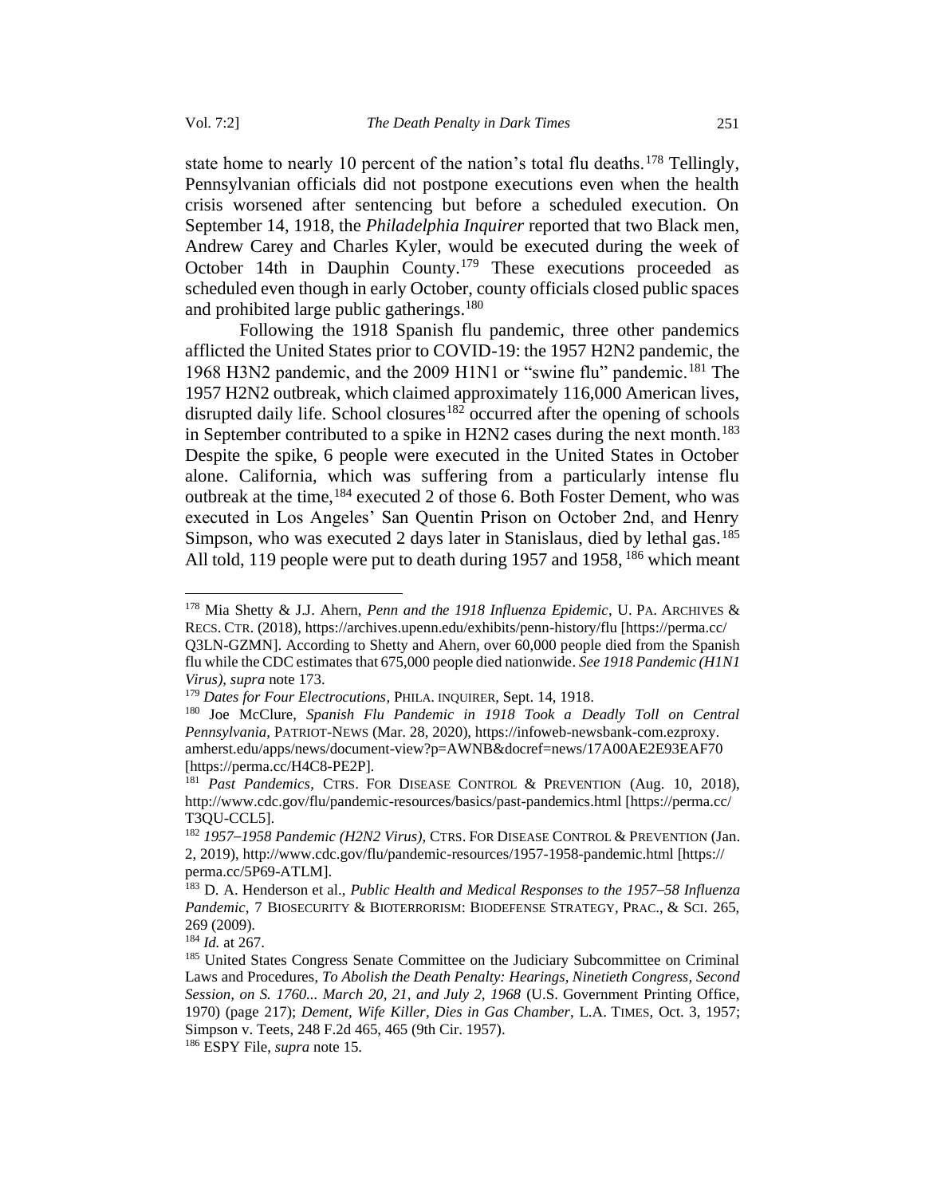state home to nearly 10 percent of the nation's total flu deaths.[178] Tellingly, Pennsylvanian officials did not postpone executions even when the health crisis worsened after sentencing but before a scheduled execution. On September 14, 1918, the *Philadelphia Inquirer* reported that two Black men, Andrew Carey and Charles Kyler, would be executed during the week of October 14th in Dauphin County.[179] These executions proceeded as scheduled even though in early October, county officials closed public spaces and prohibited large public gatherings.[180]

Following the 1918 Spanish flu pandemic, three other pandemics afflicted the United States prior to COVID-19: the 1957 H2N2 pandemic, the 1968 H3N2 pandemic, and the 2009 H1N1 or "swine flu" pandemic.[181] The 1957 H2N2 outbreak, which claimed approximately 116,000 American lives, disrupted daily life. School closures[182] occurred after the opening of schools in September contributed to a spike in H2N2 cases during the next month.[183] Despite the spike, 6 people were executed in the United States in October alone. California, which was suffering from a particularly intense flu outbreak at the time,[184] executed 2 of those 6. Both Foster Dement, who was executed in Los Angeles' San Quentin Prison on October 2nd, and Henry Simpson, who was executed 2 days later in Stanislaus, died by lethal gas.[185] All told, 119 people were put to death during 1957 and 1958, [186] which meant

---

[178] Mia Shetty & J.J. Ahern, *Penn and the 1918 Influenza Epidemic*, U. PA. ARCHIVES & RECS. CTR. (2018), https://archives.upenn.edu/exhibits/penn-history/flu [https://perma.cc/Q3LN-GZMN]. According to Shetty and Ahern, over 60,000 people died from the Spanish flu while the CDC estimates that 675,000 people died nationwide. *See 1918 Pandemic (H1N1 Virus)*, *supra* note 173.

[179] *Dates for Four Electrocutions*, PHILA. INQUIRER, Sept. 14, 1918.

[180] Joe McClure, *Spanish Flu Pandemic in 1918 Took a Deadly Toll on Central Pennsylvania*, PATRIOT-NEWS (Mar. 28, 2020), https://infoweb-newsbank-com.ezproxy.amherst.edu/apps/news/document-view?p=AWNB&docref=news/17A00AE2E93EAF70 [https://perma.cc/H4C8-PE2P].

[181] *Past Pandemics*, CTRS. FOR DISEASE CONTROL & PREVENTION (Aug. 10, 2018), http://www.cdc.gov/flu/pandemic-resources/basics/past-pandemics.html [https://perma.cc/T3QU-CCL5].

[182] *1957–1958 Pandemic (H2N2 Virus)*, CTRS. FOR DISEASE CONTROL & PREVENTION (Jan. 2, 2019), http://www.cdc.gov/flu/pandemic-resources/1957-1958-pandemic.html [https://perma.cc/5P69-ATLM].

[183] D. A. Henderson et al., *Public Health and Medical Responses to the 1957–58 Influenza Pandemic*, 7 BIOSECURITY & BIOTERRORISM: BIODEFENSE STRATEGY, PRAC., & SCI. 265, 269 (2009).

[184] *Id.* at 267.

[185] United States Congress Senate Committee on the Judiciary Subcommittee on Criminal Laws and Procedures, *To Abolish the Death Penalty: Hearings, Ninetieth Congress, Second Session, on S. 1760... March 20, 21, and July 2, 1968* (U.S. Government Printing Office, 1970) (page 217); *Dement, Wife Killer, Dies in Gas Chamber*, L.A. TIMES, Oct. 3, 1957; Simpson v. Teets, 248 F.2d 465, 465 (9th Cir. 1957).

[186] ESPY File, *supra* note 15.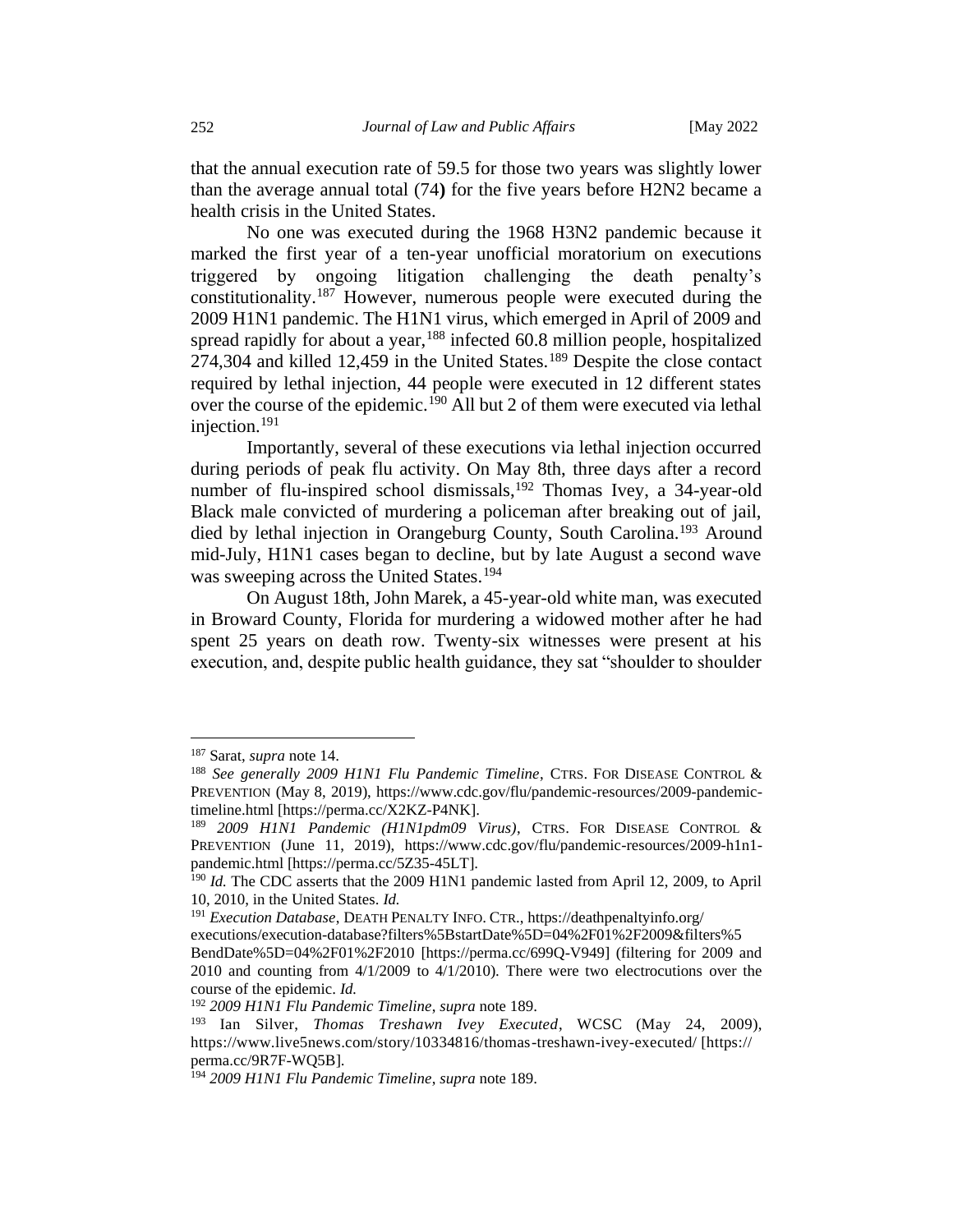that the annual execution rate of 59.5 for those two years was slightly lower than the average annual total (74**)** for the five years before H2N2 became a health crisis in the United States.

No one was executed during the 1968 H3N2 pandemic because it marked the first year of a ten-year unofficial moratorium on executions triggered by ongoing litigation challenging the death penalty's constitutionality.[187] However, numerous people were executed during the 2009 H1N1 pandemic. The H1N1 virus, which emerged in April of 2009 and spread rapidly for about a year,[188] infected 60.8 million people, hospitalized 274,304 and killed 12,459 in the United States.[189] Despite the close contact required by lethal injection, 44 people were executed in 12 different states over the course of the epidemic.[190] All but 2 of them were executed via lethal injection.[191]

Importantly, several of these executions via lethal injection occurred during periods of peak flu activity. On May 8th, three days after a record number of flu-inspired school dismissals,[192] Thomas Ivey, a 34-year-old Black male convicted of murdering a policeman after breaking out of jail, died by lethal injection in Orangeburg County, South Carolina.[193] Around mid-July, H1N1 cases began to decline, but by late August a second wave was sweeping across the United States.[194]

On August 18th, John Marek, a 45-year-old white man, was executed in Broward County, Florida for murdering a widowed mother after he had spent 25 years on death row. Twenty-six witnesses were present at his execution, and, despite public health guidance, they sat "shoulder to shoulder

---

[187] Sarat, *supra* note 14.

[188] *See generally 2009 H1N1 Flu Pandemic Timeline*, CTRS. FOR DISEASE CONTROL & PREVENTION (May 8, 2019), https://www.cdc.gov/flu/pandemic-resources/2009-pandemic-timeline.html [https://perma.cc/X2KZ-P4NK].

[189] *2009 H1N1 Pandemic (H1N1pdm09 Virus)*, CTRS. FOR DISEASE CONTROL & PREVENTION (June 11, 2019), https://www.cdc.gov/flu/pandemic-resources/2009-h1n1-pandemic.html [https://perma.cc/5Z35-45LT].

[190] *Id.* The CDC asserts that the 2009 H1N1 pandemic lasted from April 12, 2009, to April 10, 2010, in the United States. *Id.*

[191] *Execution Database*, DEATH PENALTY INFO. CTR., https://deathpenaltyinfo.org/executions/execution-database?filters%5BstartDate%5D=04%2F01%2F2009&filters%5BendDate%5D=04%2F01%2F2010 [https://perma.cc/699Q-V949] (filtering for 2009 and 2010 and counting from 4/1/2009 to 4/1/2010). There were two electrocutions over the course of the epidemic. *Id.*

[192] *2009 H1N1 Flu Pandemic Timeline*, *supra* note 189.

[193] Ian Silver, *Thomas Treshawn Ivey Executed*, WCSC (May 24, 2009), https://www.live5news.com/story/10334816/thomas-treshawn-ivey-executed/ [https://perma.cc/9R7F-WQ5B].

[194] *2009 H1N1 Flu Pandemic Timeline*, *supra* note 189.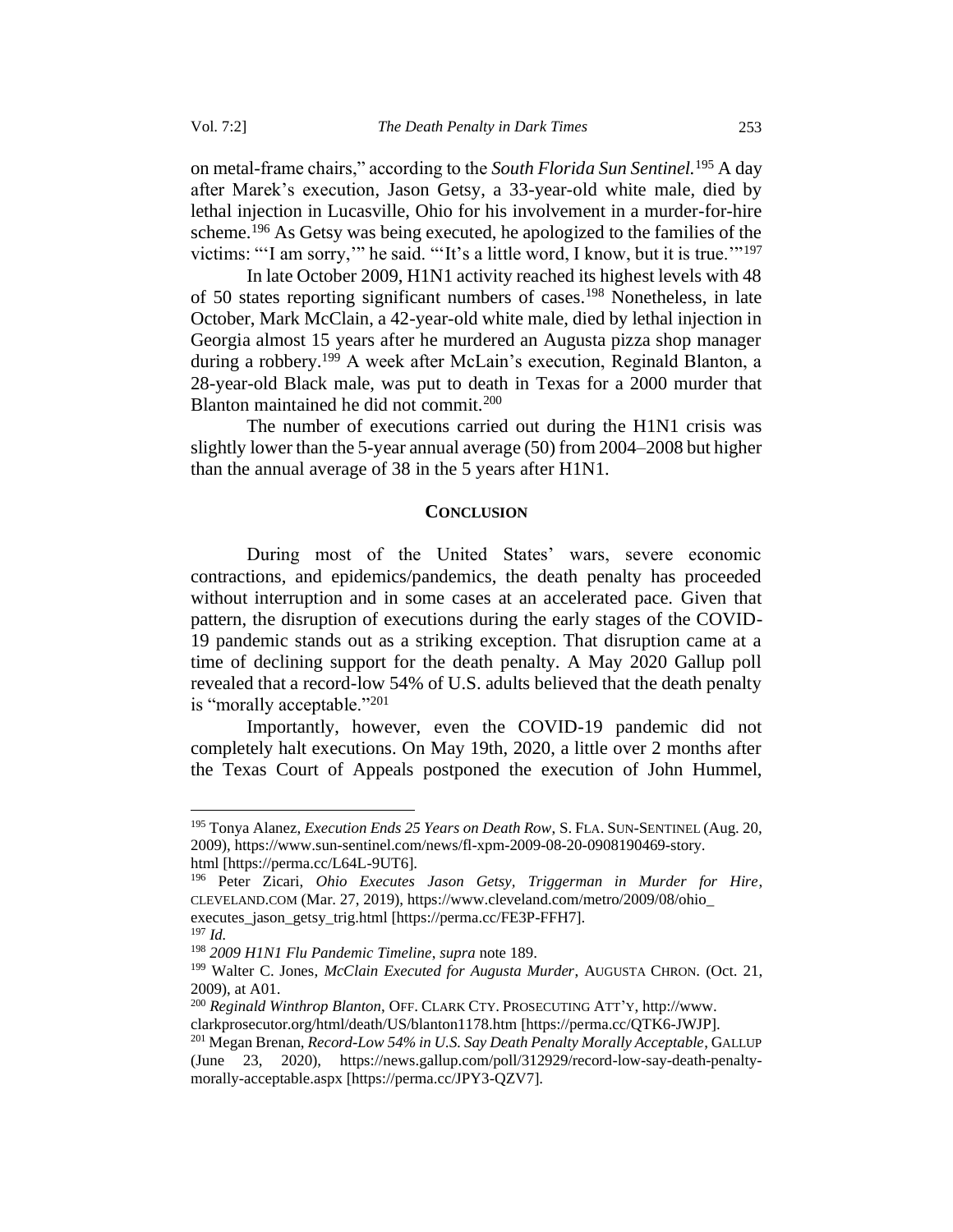on metal-frame chairs," according to the *South Florida Sun Sentinel.*[195] A day after Marek's execution, Jason Getsy, a 33-year-old white male, died by lethal injection in Lucasville, Ohio for his involvement in a murder-for-hire scheme.[196] As Getsy was being executed, he apologized to the families of the victims: "'I am sorry,'" he said. "'It's a little word, I know, but it is true.'"[197]

In late October 2009, H1N1 activity reached its highest levels with 48 of 50 states reporting significant numbers of cases.[198] Nonetheless, in late October, Mark McClain, a 42-year-old white male, died by lethal injection in Georgia almost 15 years after he murdered an Augusta pizza shop manager during a robbery.[199] A week after McLain's execution, Reginald Blanton, a 28-year-old Black male, was put to death in Texas for a 2000 murder that Blanton maintained he did not commit.[200]

The number of executions carried out during the H1N1 crisis was slightly lower than the 5-year annual average (50) from 2004–2008 but higher than the annual average of 38 in the 5 years after H1N1.

## CONCLUSION

During most of the United States' wars, severe economic contractions, and epidemics/pandemics, the death penalty has proceeded without interruption and in some cases at an accelerated pace. Given that pattern, the disruption of executions during the early stages of the COVID-19 pandemic stands out as a striking exception. That disruption came at a time of declining support for the death penalty. A May 2020 Gallup poll revealed that a record-low 54% of U.S. adults believed that the death penalty is "morally acceptable."[201]

Importantly, however, even the COVID-19 pandemic did not completely halt executions. On May 19th, 2020, a little over 2 months after the Texas Court of Appeals postponed the execution of John Hummel,

---

[195] Tonya Alanez, *Execution Ends 25 Years on Death Row*, S. FLA. SUN-SENTINEL (Aug. 20, 2009), https://www.sun-sentinel.com/news/fl-xpm-2009-08-20-0908190469-story.html [https://perma.cc/L64L-9UT6].

[196] Peter Zicari, *Ohio Executes Jason Getsy, Triggerman in Murder for Hire*, CLEVELAND.COM (Mar. 27, 2019), https://www.cleveland.com/metro/2009/08/ohio_executes_jason_getsy_trig.html [https://perma.cc/FE3P-FFH7].

[197] *Id.*

[198] *2009 H1N1 Flu Pandemic Timeline*, *supra* note 189.

[199] Walter C. Jones, *McClain Executed for Augusta Murder*, AUGUSTA CHRON. (Oct. 21, 2009), at A01.

[200] *Reginald Winthrop Blanton*, OFF. CLARK CTY. PROSECUTING ATT'Y, http://www.clarkprosecutor.org/html/death/US/blanton1178.htm [https://perma.cc/QTK6-JWJP].

[201] Megan Brenan, *Record-Low 54% in U.S. Say Death Penalty Morally Acceptable*, GALLUP (June 23, 2020), https://news.gallup.com/poll/312929/record-low-say-death-penalty-morally-acceptable.aspx [https://perma.cc/JPY3-QZV7].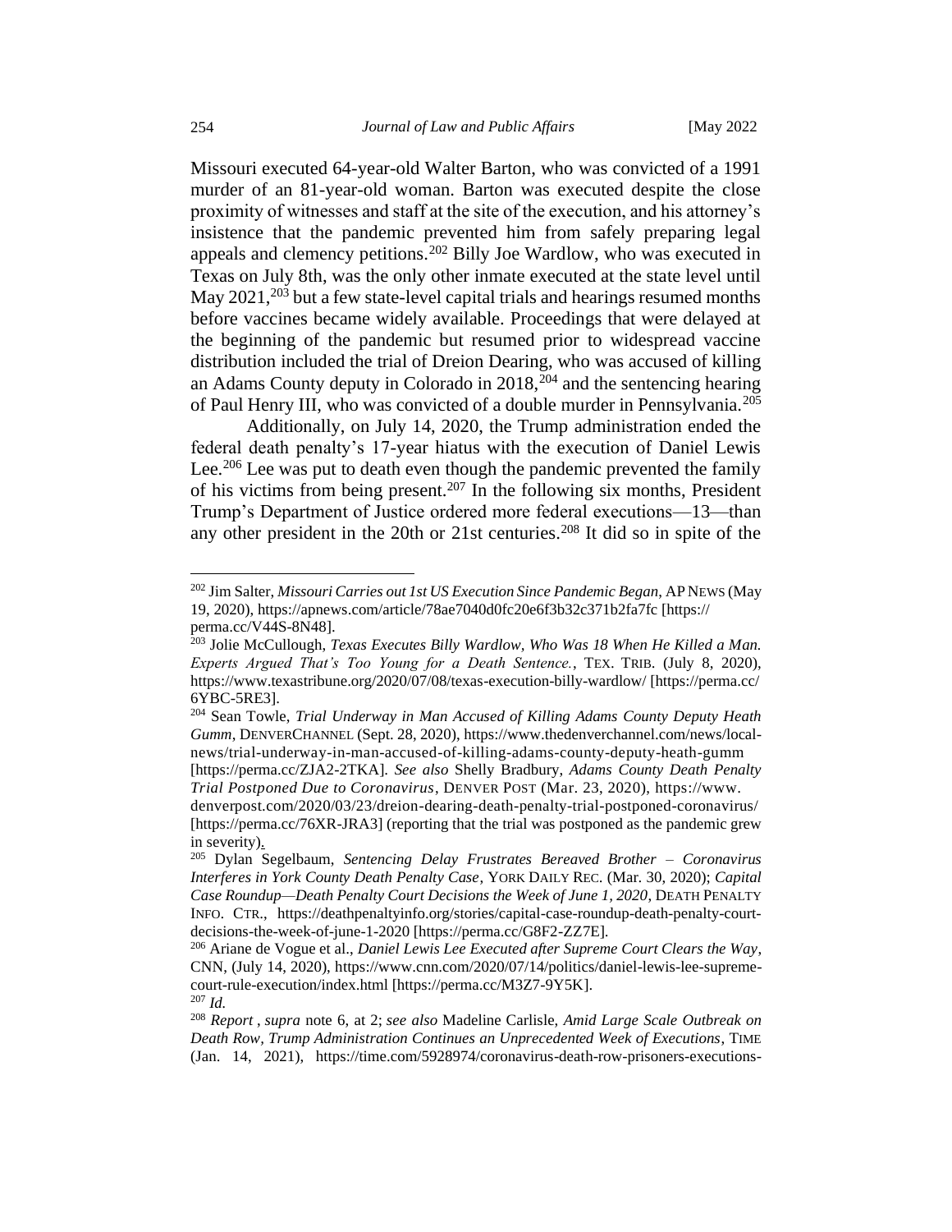Missouri executed 64-year-old Walter Barton, who was convicted of a 1991 murder of an 81-year-old woman. Barton was executed despite the close proximity of witnesses and staff at the site of the execution, and his attorney's insistence that the pandemic prevented him from safely preparing legal appeals and clemency petitions.[202] Billy Joe Wardlow, who was executed in Texas on July 8th, was the only other inmate executed at the state level until May 2021,[203] but a few state-level capital trials and hearings resumed months before vaccines became widely available. Proceedings that were delayed at the beginning of the pandemic but resumed prior to widespread vaccine distribution included the trial of Dreion Dearing, who was accused of killing an Adams County deputy in Colorado in 2018,[204] and the sentencing hearing of Paul Henry III, who was convicted of a double murder in Pennsylvania.[205]

Additionally, on July 14, 2020, the Trump administration ended the federal death penalty's 17-year hiatus with the execution of Daniel Lewis Lee.[206] Lee was put to death even though the pandemic prevented the family of his victims from being present.[207] In the following six months, President Trump's Department of Justice ordered more federal executions—13—than any other president in the 20th or 21st centuries.[208] It did so in spite of the

---

[202] Jim Salter, *Missouri Carries out 1st US Execution Since Pandemic Began*, AP NEWS (May 19, 2020), https://apnews.com/article/78ae7040d0fc20e6f3b32c371b2fa7fc [https://perma.cc/V44S-8N48].

[203] Jolie McCullough, *Texas Executes Billy Wardlow, Who Was 18 When He Killed a Man. Experts Argued That's Too Young for a Death Sentence.*, TEX. TRIB. (July 8, 2020), https://www.texastribune.org/2020/07/08/texas-execution-billy-wardlow/ [https://perma.cc/6YBC-5RE3].

[204] Sean Towle, *Trial Underway in Man Accused of Killing Adams County Deputy Heath Gumm*, DENVERCHANNEL (Sept. 28, 2020), https://www.thedenverchannel.com/news/local-news/trial-underway-in-man-accused-of-killing-adams-county-deputy-heath-gumm [https://perma.cc/ZJA2-2TKA]. *See also* Shelly Bradbury, *Adams County Death Penalty Trial Postponed Due to Coronavirus*, DENVER POST (Mar. 23, 2020), https://www.denverpost.com/2020/03/23/dreion-dearing-death-penalty-trial-postponed-coronavirus/ [https://perma.cc/76XR-JRA3] (reporting that the trial was postponed as the pandemic grew in severity).

[205] Dylan Segelbaum, *Sentencing Delay Frustrates Bereaved Brother – Coronavirus Interferes in York County Death Penalty Case*, YORK DAILY REC. (Mar. 30, 2020); *Capital Case Roundup—Death Penalty Court Decisions the Week of June 1, 2020*, DEATH PENALTY INFO. CTR., https://deathpenaltyinfo.org/stories/capital-case-roundup-death-penalty-court-decisions-the-week-of-june-1-2020 [https://perma.cc/G8F2-ZZ7E].

[206] Ariane de Vogue et al., *Daniel Lewis Lee Executed after Supreme Court Clears the Way*, CNN, (July 14, 2020), https://www.cnn.com/2020/07/14/politics/daniel-lewis-lee-supreme-court-rule-execution/index.html [https://perma.cc/M3Z7-9Y5K].

[207] *Id.*

[208] *Report*, *supra* note 6, at 2; *see also* Madeline Carlisle, *Amid Large Scale Outbreak on Death Row, Trump Administration Continues an Unprecedented Week of Executions*, TIME (Jan. 14, 2021), https://time.com/5928974/coronavirus-death-row-prisoners-executions-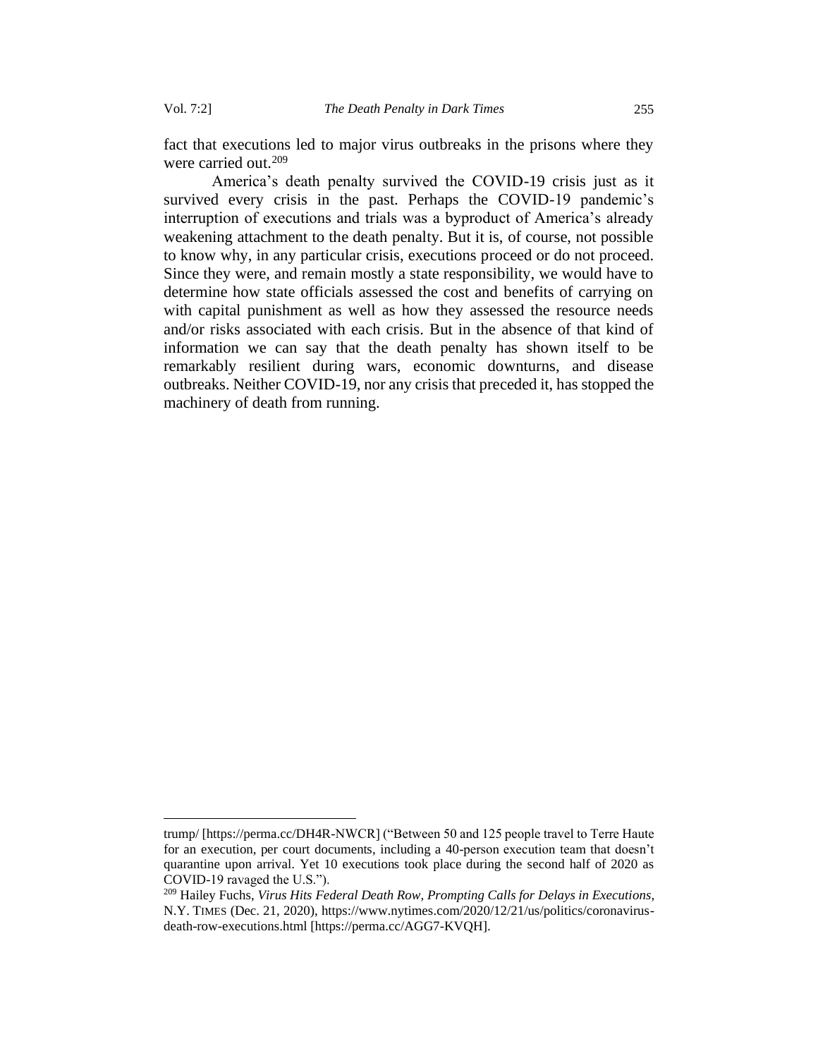fact that executions led to major virus outbreaks in the prisons where they were carried out.[209]

America's death penalty survived the COVID-19 crisis just as it survived every crisis in the past. Perhaps the COVID-19 pandemic's interruption of executions and trials was a byproduct of America's already weakening attachment to the death penalty. But it is, of course, not possible to know why, in any particular crisis, executions proceed or do not proceed. Since they were, and remain mostly a state responsibility, we would have to determine how state officials assessed the cost and benefits of carrying on with capital punishment as well as how they assessed the resource needs and/or risks associated with each crisis. But in the absence of that kind of information we can say that the death penalty has shown itself to be remarkably resilient during wars, economic downturns, and disease outbreaks. Neither COVID-19, nor any crisis that preceded it, has stopped the machinery of death from running.

---

trump/ [https://perma.cc/DH4R-NWCR] ("Between 50 and 125 people travel to Terre Haute for an execution, per court documents, including a 40-person execution team that doesn't quarantine upon arrival. Yet 10 executions took place during the second half of 2020 as COVID-19 ravaged the U.S.").

[209] Hailey Fuchs, *Virus Hits Federal Death Row, Prompting Calls for Delays in Executions*, N.Y. TIMES (Dec. 21, 2020), https://www.nytimes.com/2020/12/21/us/politics/coronavirus-death-row-executions.html [https://perma.cc/AGG7-KVQH].